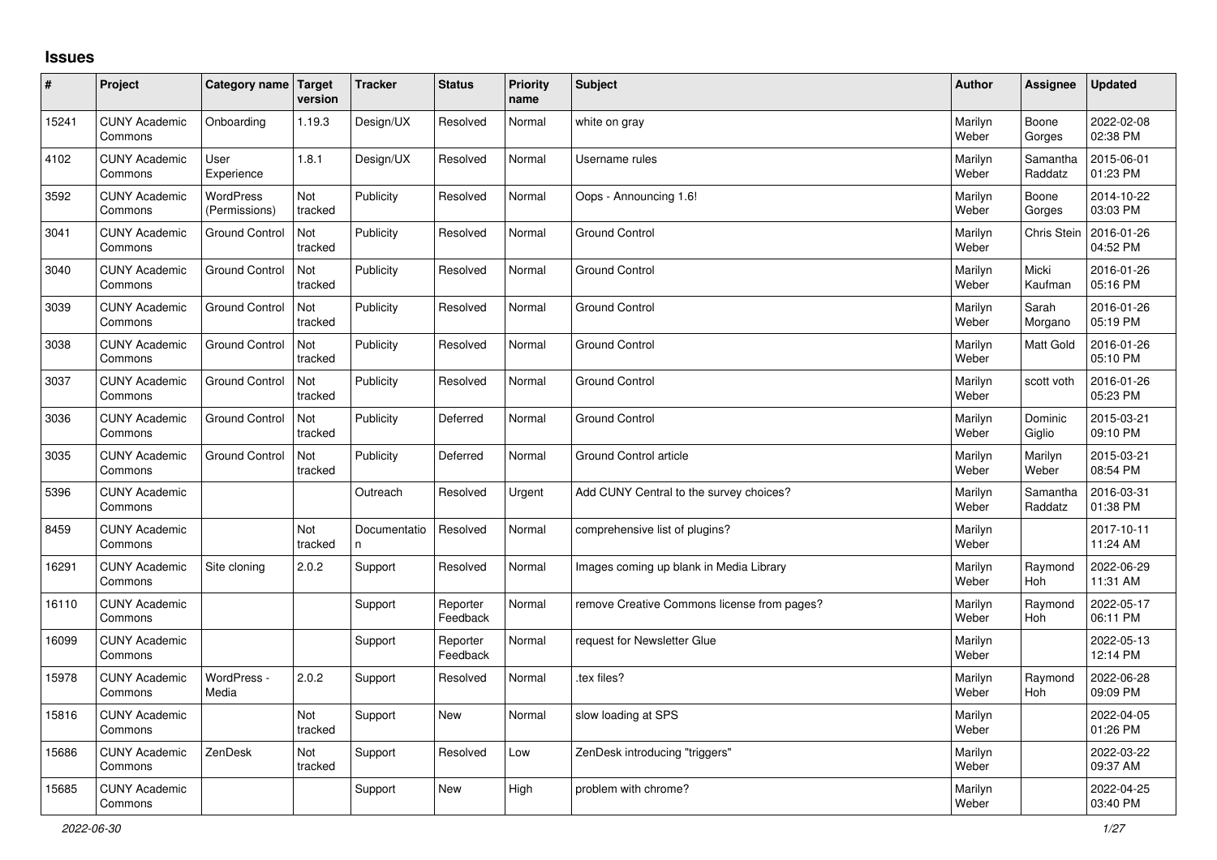# Issues

| # | Project | Category name | Target version | Tracker | Status | Priority name | Subject | Author | Assignee | Updated |
|---|---|---|---|---|---|---|---|---|---|---|
| 15241 | CUNY Academic Commons | Onboarding | 1.19.3 | Design/UX | Resolved | Normal | white on gray | Marilyn Weber | Boone Gorges | 2022-02-08 02:38 PM |
| 4102 | CUNY Academic Commons | User Experience | 1.8.1 | Design/UX | Resolved | Normal | Username rules | Marilyn Weber | Samantha Raddatz | 2015-06-01 01:23 PM |
| 3592 | CUNY Academic Commons | WordPress (Permissions) | Not tracked | Publicity | Resolved | Normal | Oops - Announcing 1.6! | Marilyn Weber | Boone Gorges | 2014-10-22 03:03 PM |
| 3041 | CUNY Academic Commons | Ground Control | Not tracked | Publicity | Resolved | Normal | Ground Control | Marilyn Weber | Chris Stein | 2016-01-26 04:52 PM |
| 3040 | CUNY Academic Commons | Ground Control | Not tracked | Publicity | Resolved | Normal | Ground Control | Marilyn Weber | Micki Kaufman | 2016-01-26 05:16 PM |
| 3039 | CUNY Academic Commons | Ground Control | Not tracked | Publicity | Resolved | Normal | Ground Control | Marilyn Weber | Sarah Morgano | 2016-01-26 05:19 PM |
| 3038 | CUNY Academic Commons | Ground Control | Not tracked | Publicity | Resolved | Normal | Ground Control | Marilyn Weber | Matt Gold | 2016-01-26 05:10 PM |
| 3037 | CUNY Academic Commons | Ground Control | Not tracked | Publicity | Resolved | Normal | Ground Control | Marilyn Weber | scott voth | 2016-01-26 05:23 PM |
| 3036 | CUNY Academic Commons | Ground Control | Not tracked | Publicity | Deferred | Normal | Ground Control | Marilyn Weber | Dominic Giglio | 2015-03-21 09:10 PM |
| 3035 | CUNY Academic Commons | Ground Control | Not tracked | Publicity | Deferred | Normal | Ground Control article | Marilyn Weber | Marilyn Weber | 2015-03-21 08:54 PM |
| 5396 | CUNY Academic Commons | | | Outreach | Resolved | Urgent | Add CUNY Central to the survey choices? | Marilyn Weber | Samantha Raddatz | 2016-03-31 01:38 PM |
| 8459 | CUNY Academic Commons | | Not tracked | Documentation | Resolved | Normal | comprehensive list of plugins? | Marilyn Weber | | 2017-10-11 11:24 AM |
| 16291 | CUNY Academic Commons | Site cloning | 2.0.2 | Support | Resolved | Normal | Images coming up blank in Media Library | Marilyn Weber | Raymond Hoh | 2022-06-29 11:31 AM |
| 16110 | CUNY Academic Commons | | | Support | Reporter Feedback | Normal | remove Creative Commons license from pages? | Marilyn Weber | Raymond Hoh | 2022-05-17 06:11 PM |
| 16099 | CUNY Academic Commons | | | Support | Reporter Feedback | Normal | request for Newsletter Glue | Marilyn Weber | | 2022-05-13 12:14 PM |
| 15978 | CUNY Academic Commons | WordPress - Media | 2.0.2 | Support | Resolved | Normal | .tex files? | Marilyn Weber | Raymond Hoh | 2022-06-28 09:09 PM |
| 15816 | CUNY Academic Commons | | Not tracked | Support | New | Normal | slow loading at SPS | Marilyn Weber | | 2022-04-05 01:26 PM |
| 15686 | CUNY Academic Commons | ZenDesk | Not tracked | Support | Resolved | Low | ZenDesk introducing "triggers" | Marilyn Weber | | 2022-03-22 09:37 AM |
| 15685 | CUNY Academic Commons | | | Support | New | High | problem with chrome? | Marilyn Weber | | 2022-04-25 03:40 PM |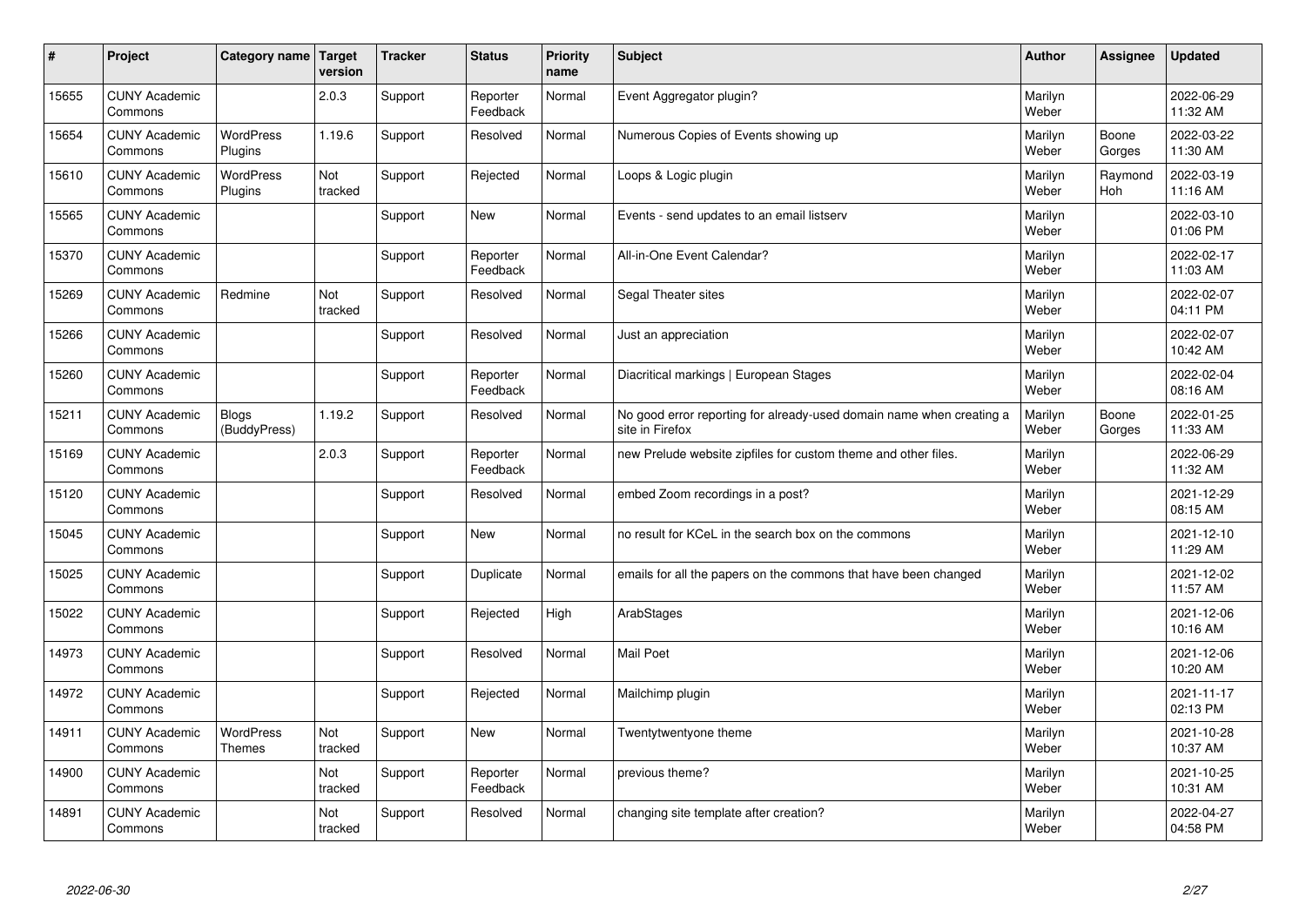| # | Project | Category name | Target version | Tracker | Status | Priority name | Subject | Author | Assignee | Updated |
|---|---|---|---|---|---|---|---|---|---|---|
| 15655 | CUNY Academic Commons | | 2.0.3 | Support | Reporter Feedback | Normal | Event Aggregator plugin? | Marilyn Weber | | 2022-06-29 11:32 AM |
| 15654 | CUNY Academic Commons | WordPress Plugins | 1.19.6 | Support | Resolved | Normal | Numerous Copies of Events showing up | Marilyn Weber | Boone Gorges | 2022-03-22 11:30 AM |
| 15610 | CUNY Academic Commons | WordPress Plugins | Not tracked | Support | Rejected | Normal | Loops & Logic plugin | Marilyn Weber | Raymond Hoh | 2022-03-19 11:16 AM |
| 15565 | CUNY Academic Commons | | | Support | New | Normal | Events - send updates to an email listserv | Marilyn Weber | | 2022-03-10 01:06 PM |
| 15370 | CUNY Academic Commons | | | Support | Reporter Feedback | Normal | All-in-One Event Calendar? | Marilyn Weber | | 2022-02-17 11:03 AM |
| 15269 | CUNY Academic Commons | Redmine | Not tracked | Support | Resolved | Normal | Segal Theater sites | Marilyn Weber | | 2022-02-07 04:11 PM |
| 15266 | CUNY Academic Commons | | | Support | Resolved | Normal | Just an appreciation | Marilyn Weber | | 2022-02-07 10:42 AM |
| 15260 | CUNY Academic Commons | | | Support | Reporter Feedback | Normal | Diacritical markings \| European Stages | Marilyn Weber | | 2022-02-04 08:16 AM |
| 15211 | CUNY Academic Commons | Blogs (BuddyPress) | 1.19.2 | Support | Resolved | Normal | No good error reporting for already-used domain name when creating a site in Firefox | Marilyn Weber | Boone Gorges | 2022-01-25 11:33 AM |
| 15169 | CUNY Academic Commons | | 2.0.3 | Support | Reporter Feedback | Normal | new Prelude website zipfiles for custom theme and other files. | Marilyn Weber | | 2022-06-29 11:32 AM |
| 15120 | CUNY Academic Commons | | | Support | Resolved | Normal | embed Zoom recordings in a post? | Marilyn Weber | | 2021-12-29 08:15 AM |
| 15045 | CUNY Academic Commons | | | Support | New | Normal | no result for KCeL in the search box on the commons | Marilyn Weber | | 2021-12-10 11:29 AM |
| 15025 | CUNY Academic Commons | | | Support | Duplicate | Normal | emails for all the papers on the commons that have been changed | Marilyn Weber | | 2021-12-02 11:57 AM |
| 15022 | CUNY Academic Commons | | | Support | Rejected | High | ArabStages | Marilyn Weber | | 2021-12-06 10:16 AM |
| 14973 | CUNY Academic Commons | | | Support | Resolved | Normal | Mail Poet | Marilyn Weber | | 2021-12-06 10:20 AM |
| 14972 | CUNY Academic Commons | | | Support | Rejected | Normal | Mailchimp plugin | Marilyn Weber | | 2021-11-17 02:13 PM |
| 14911 | CUNY Academic Commons | WordPress Themes | Not tracked | Support | New | Normal | Twentytwentyone theme | Marilyn Weber | | 2021-10-28 10:37 AM |
| 14900 | CUNY Academic Commons | | Not tracked | Support | Reporter Feedback | Normal | previous theme? | Marilyn Weber | | 2021-10-25 10:31 AM |
| 14891 | CUNY Academic Commons | | Not tracked | Support | Resolved | Normal | changing site template after creation? | Marilyn Weber | | 2022-04-27 04:58 PM |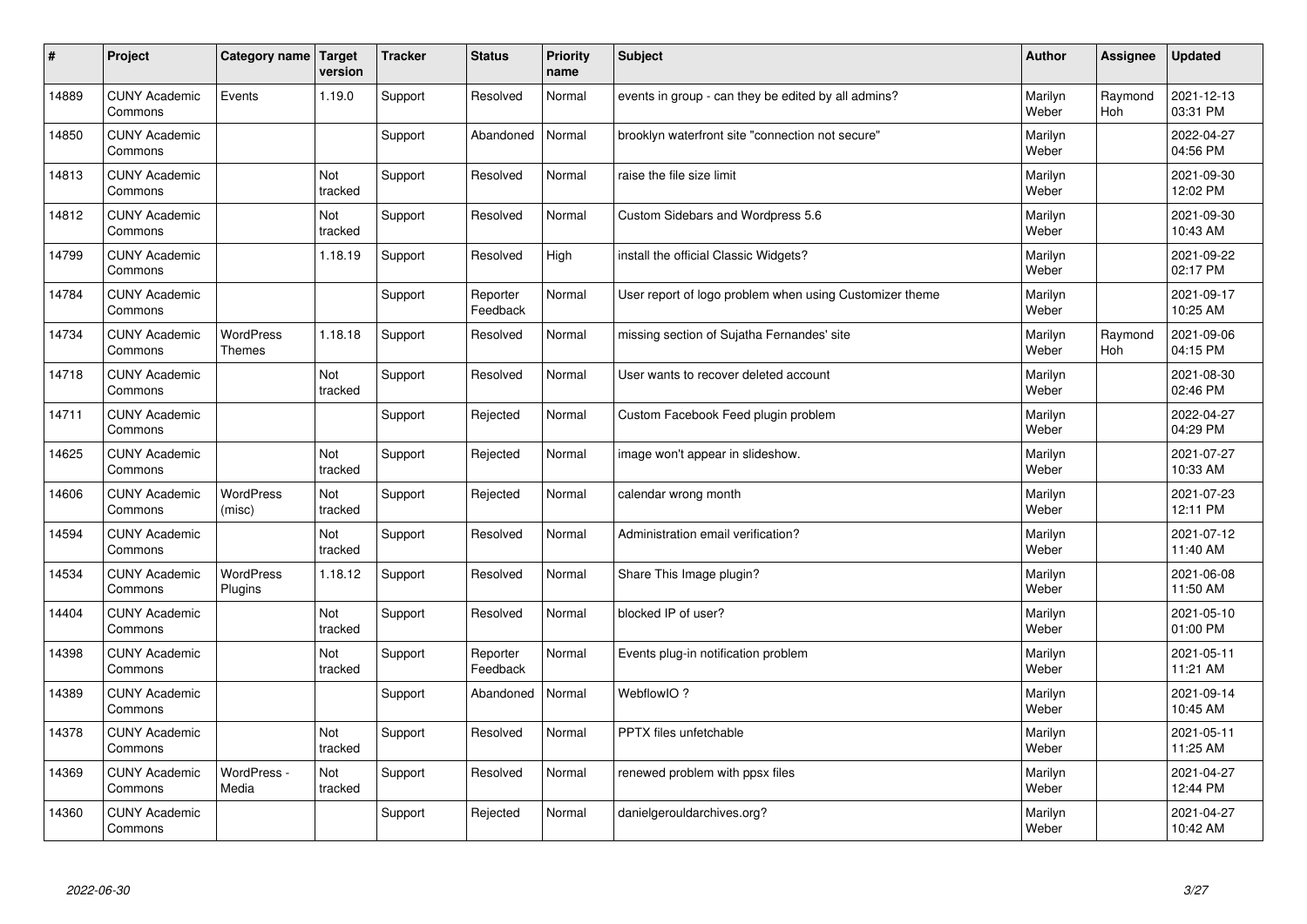| # | Project | Category name | Target version | Tracker | Status | Priority name | Subject | Author | Assignee | Updated |
|---|---|---|---|---|---|---|---|---|---|---|
| 14889 | CUNY Academic Commons | Events | 1.19.0 | Support | Resolved | Normal | events in group - can they be edited by all admins? | Marilyn Weber | Raymond Hoh | 2021-12-13 03:31 PM |
| 14850 | CUNY Academic Commons | | | Support | Abandoned | Normal | brooklyn waterfront site "connection not secure" | Marilyn Weber | | 2022-04-27 04:56 PM |
| 14813 | CUNY Academic Commons | | Not tracked | Support | Resolved | Normal | raise the file size limit | Marilyn Weber | | 2021-09-30 12:02 PM |
| 14812 | CUNY Academic Commons | | Not tracked | Support | Resolved | Normal | Custom Sidebars and Wordpress 5.6 | Marilyn Weber | | 2021-09-30 10:43 AM |
| 14799 | CUNY Academic Commons | | 1.18.19 | Support | Resolved | High | install the official Classic Widgets? | Marilyn Weber | | 2021-09-22 02:17 PM |
| 14784 | CUNY Academic Commons | | | Support | Reporter Feedback | Normal | User report of logo problem when using Customizer theme | Marilyn Weber | | 2021-09-17 10:25 AM |
| 14734 | CUNY Academic Commons | WordPress Themes | 1.18.18 | Support | Resolved | Normal | missing section of Sujatha Fernandes' site | Marilyn Weber | Raymond Hoh | 2021-09-06 04:15 PM |
| 14718 | CUNY Academic Commons | | Not tracked | Support | Resolved | Normal | User wants to recover deleted account | Marilyn Weber | | 2021-08-30 02:46 PM |
| 14711 | CUNY Academic Commons | | | Support | Rejected | Normal | Custom Facebook Feed plugin problem | Marilyn Weber | | 2022-04-27 04:29 PM |
| 14625 | CUNY Academic Commons | | Not tracked | Support | Rejected | Normal | image won't appear in slideshow. | Marilyn Weber | | 2021-07-27 10:33 AM |
| 14606 | CUNY Academic Commons | WordPress (misc) | Not tracked | Support | Rejected | Normal | calendar wrong month | Marilyn Weber | | 2021-07-23 12:11 PM |
| 14594 | CUNY Academic Commons | | Not tracked | Support | Resolved | Normal | Administration email verification? | Marilyn Weber | | 2021-07-12 11:40 AM |
| 14534 | CUNY Academic Commons | WordPress Plugins | 1.18.12 | Support | Resolved | Normal | Share This Image plugin? | Marilyn Weber | | 2021-06-08 11:50 AM |
| 14404 | CUNY Academic Commons | | Not tracked | Support | Resolved | Normal | blocked IP of user? | Marilyn Weber | | 2021-05-10 01:00 PM |
| 14398 | CUNY Academic Commons | | Not tracked | Support | Reporter Feedback | Normal | Events plug-in notification problem | Marilyn Weber | | 2021-05-11 11:21 AM |
| 14389 | CUNY Academic Commons | | | Support | Abandoned | Normal | WebflowIO ? | Marilyn Weber | | 2021-09-14 10:45 AM |
| 14378 | CUNY Academic Commons | | Not tracked | Support | Resolved | Normal | PPTX files unfetchable | Marilyn Weber | | 2021-05-11 11:25 AM |
| 14369 | CUNY Academic Commons | WordPress - Media | Not tracked | Support | Resolved | Normal | renewed problem with ppsx files | Marilyn Weber | | 2021-04-27 12:44 PM |
| 14360 | CUNY Academic Commons | | | Support | Rejected | Normal | danielgerouldarchives.org? | Marilyn Weber | | 2021-04-27 10:42 AM |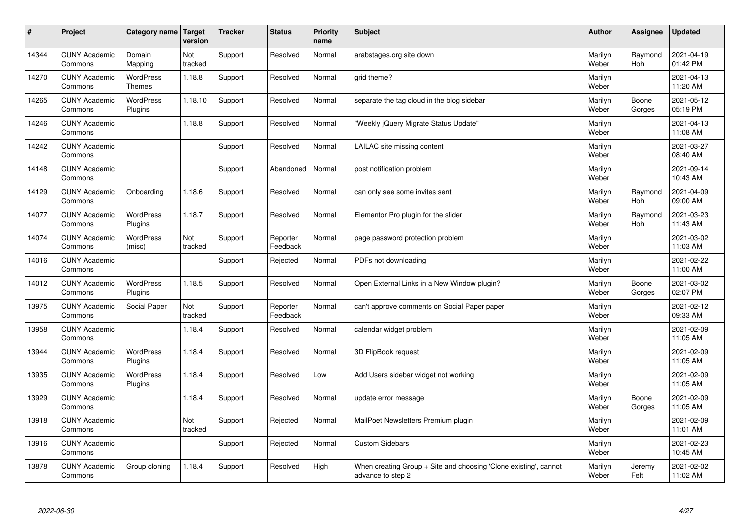| # | Project | Category name | Target version | Tracker | Status | Priority name | Subject | Author | Assignee | Updated |
|---|---|---|---|---|---|---|---|---|---|---|
| 14344 | CUNY Academic Commons | Domain Mapping | Not tracked | Support | Resolved | Normal | arabstages.org site down | Marilyn Weber | Raymond Hoh | 2021-04-19 01:42 PM |
| 14270 | CUNY Academic Commons | WordPress Themes | 1.18.8 | Support | Resolved | Normal | grid theme? | Marilyn Weber | | 2021-04-13 11:20 AM |
| 14265 | CUNY Academic Commons | WordPress Plugins | 1.18.10 | Support | Resolved | Normal | separate the tag cloud in the blog sidebar | Marilyn Weber | Boone Gorges | 2021-05-12 05:19 PM |
| 14246 | CUNY Academic Commons | | 1.18.8 | Support | Resolved | Normal | "Weekly jQuery Migrate Status Update" | Marilyn Weber | | 2021-04-13 11:08 AM |
| 14242 | CUNY Academic Commons | | | Support | Resolved | Normal | LAILAC site missing content | Marilyn Weber | | 2021-03-27 08:40 AM |
| 14148 | CUNY Academic Commons | | | Support | Abandoned | Normal | post notification problem | Marilyn Weber | | 2021-09-14 10:43 AM |
| 14129 | CUNY Academic Commons | Onboarding | 1.18.6 | Support | Resolved | Normal | can only see some invites sent | Marilyn Weber | Raymond Hoh | 2021-04-09 09:00 AM |
| 14077 | CUNY Academic Commons | WordPress Plugins | 1.18.7 | Support | Resolved | Normal | Elementor Pro plugin for the slider | Marilyn Weber | Raymond Hoh | 2021-03-23 11:43 AM |
| 14074 | CUNY Academic Commons | WordPress (misc) | Not tracked | Support | Reporter Feedback | Normal | page password protection problem | Marilyn Weber | | 2021-03-02 11:03 AM |
| 14016 | CUNY Academic Commons | | | Support | Rejected | Normal | PDFs not downloading | Marilyn Weber | | 2021-02-22 11:00 AM |
| 14012 | CUNY Academic Commons | WordPress Plugins | 1.18.5 | Support | Resolved | Normal | Open External Links in a New Window plugin? | Marilyn Weber | Boone Gorges | 2021-03-02 02:07 PM |
| 13975 | CUNY Academic Commons | Social Paper | Not tracked | Support | Reporter Feedback | Normal | can't approve comments on Social Paper paper | Marilyn Weber | | 2021-02-12 09:33 AM |
| 13958 | CUNY Academic Commons | | 1.18.4 | Support | Resolved | Normal | calendar widget problem | Marilyn Weber | | 2021-02-09 11:05 AM |
| 13944 | CUNY Academic Commons | WordPress Plugins | 1.18.4 | Support | Resolved | Normal | 3D FlipBook request | Marilyn Weber | | 2021-02-09 11:05 AM |
| 13935 | CUNY Academic Commons | WordPress Plugins | 1.18.4 | Support | Resolved | Low | Add Users sidebar widget not working | Marilyn Weber | | 2021-02-09 11:05 AM |
| 13929 | CUNY Academic Commons | | 1.18.4 | Support | Resolved | Normal | update error message | Marilyn Weber | Boone Gorges | 2021-02-09 11:05 AM |
| 13918 | CUNY Academic Commons | | Not tracked | Support | Rejected | Normal | MailPoet Newsletters Premium plugin | Marilyn Weber | | 2021-02-09 11:01 AM |
| 13916 | CUNY Academic Commons | | | Support | Rejected | Normal | Custom Sidebars | Marilyn Weber | | 2021-02-23 10:45 AM |
| 13878 | CUNY Academic Commons | Group cloning | 1.18.4 | Support | Resolved | High | When creating Group + Site and choosing 'Clone existing', cannot advance to step 2 | Marilyn Weber | Jeremy Felt | 2021-02-02 11:02 AM |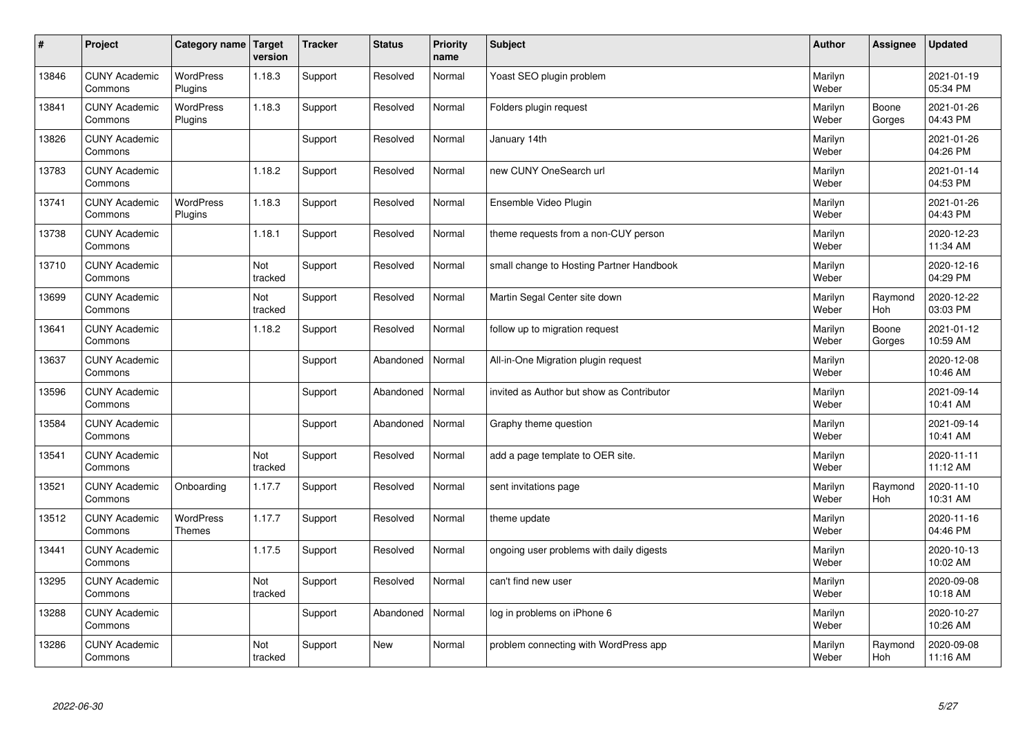| # | Project | Category name | Target version | Tracker | Status | Priority name | Subject | Author | Assignee | Updated |
| --- | --- | --- | --- | --- | --- | --- | --- | --- | --- | --- |
| 13846 | CUNY Academic Commons | WordPress Plugins | 1.18.3 | Support | Resolved | Normal | Yoast SEO plugin problem | Marilyn Weber | | 2021-01-19 05:34 PM |
| 13841 | CUNY Academic Commons | WordPress Plugins | 1.18.3 | Support | Resolved | Normal | Folders plugin request | Marilyn Weber | Boone Gorges | 2021-01-26 04:43 PM |
| 13826 | CUNY Academic Commons | | | Support | Resolved | Normal | January 14th | Marilyn Weber | | 2021-01-26 04:26 PM |
| 13783 | CUNY Academic Commons | | 1.18.2 | Support | Resolved | Normal | new CUNY OneSearch url | Marilyn Weber | | 2021-01-14 04:53 PM |
| 13741 | CUNY Academic Commons | WordPress Plugins | 1.18.3 | Support | Resolved | Normal | Ensemble Video Plugin | Marilyn Weber | | 2021-01-26 04:43 PM |
| 13738 | CUNY Academic Commons | | 1.18.1 | Support | Resolved | Normal | theme requests from a non-CUY person | Marilyn Weber | | 2020-12-23 11:34 AM |
| 13710 | CUNY Academic Commons | | Not tracked | Support | Resolved | Normal | small change to Hosting Partner Handbook | Marilyn Weber | | 2020-12-16 04:29 PM |
| 13699 | CUNY Academic Commons | | Not tracked | Support | Resolved | Normal | Martin Segal Center site down | Marilyn Weber | Raymond Hoh | 2020-12-22 03:03 PM |
| 13641 | CUNY Academic Commons | | 1.18.2 | Support | Resolved | Normal | follow up to migration request | Marilyn Weber | Boone Gorges | 2021-01-12 10:59 AM |
| 13637 | CUNY Academic Commons | | | Support | Abandoned | Normal | All-in-One Migration plugin request | Marilyn Weber | | 2020-12-08 10:46 AM |
| 13596 | CUNY Academic Commons | | | Support | Abandoned | Normal | invited as Author but show as Contributor | Marilyn Weber | | 2021-09-14 10:41 AM |
| 13584 | CUNY Academic Commons | | | Support | Abandoned | Normal | Graphy theme question | Marilyn Weber | | 2021-09-14 10:41 AM |
| 13541 | CUNY Academic Commons | | Not tracked | Support | Resolved | Normal | add a page template to OER site. | Marilyn Weber | | 2020-11-11 11:12 AM |
| 13521 | CUNY Academic Commons | Onboarding | 1.17.7 | Support | Resolved | Normal | sent invitations page | Marilyn Weber | Raymond Hoh | 2020-11-10 10:31 AM |
| 13512 | CUNY Academic Commons | WordPress Themes | 1.17.7 | Support | Resolved | Normal | theme update | Marilyn Weber | | 2020-11-16 04:46 PM |
| 13441 | CUNY Academic Commons | | 1.17.5 | Support | Resolved | Normal | ongoing user problems with daily digests | Marilyn Weber | | 2020-10-13 10:02 AM |
| 13295 | CUNY Academic Commons | | Not tracked | Support | Resolved | Normal | can't find new user | Marilyn Weber | | 2020-09-08 10:18 AM |
| 13288 | CUNY Academic Commons | | | Support | Abandoned | Normal | log in problems on iPhone 6 | Marilyn Weber | | 2020-10-27 10:26 AM |
| 13286 | CUNY Academic Commons | | Not tracked | Support | New | Normal | problem connecting with WordPress app | Marilyn Weber | Raymond Hoh | 2020-09-08 11:16 AM |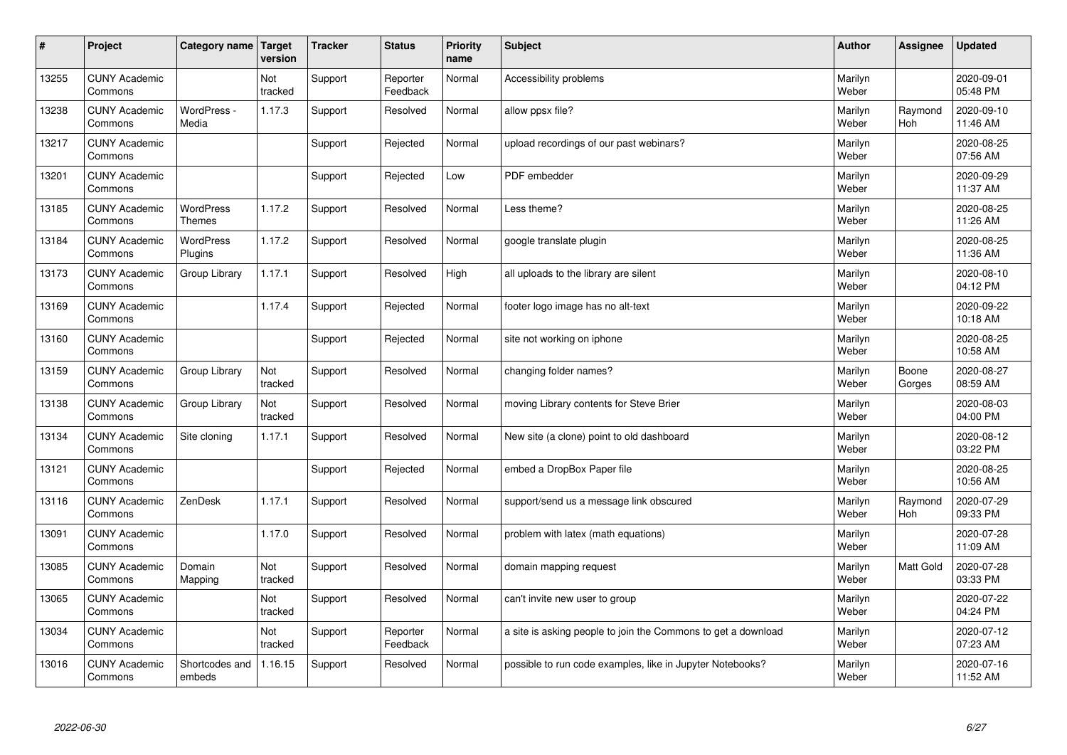| # | Project | Category name | Target version | Tracker | Status | Priority name | Subject | Author | Assignee | Updated |
|---|---|---|---|---|---|---|---|---|---|---|
| 13255 | CUNY Academic Commons | | Not tracked | Support | Reporter Feedback | Normal | Accessibility problems | Marilyn Weber | | 2020-09-01 05:48 PM |
| 13238 | CUNY Academic Commons | WordPress - Media | 1.17.3 | Support | Resolved | Normal | allow ppsx file? | Marilyn Weber | Raymond Hoh | 2020-09-10 11:46 AM |
| 13217 | CUNY Academic Commons | | | Support | Rejected | Normal | upload recordings of our past webinars? | Marilyn Weber | | 2020-08-25 07:56 AM |
| 13201 | CUNY Academic Commons | | | Support | Rejected | Low | PDF embedder | Marilyn Weber | | 2020-09-29 11:37 AM |
| 13185 | CUNY Academic Commons | WordPress Themes | 1.17.2 | Support | Resolved | Normal | Less theme? | Marilyn Weber | | 2020-08-25 11:26 AM |
| 13184 | CUNY Academic Commons | WordPress Plugins | 1.17.2 | Support | Resolved | Normal | google translate plugin | Marilyn Weber | | 2020-08-25 11:36 AM |
| 13173 | CUNY Academic Commons | Group Library | 1.17.1 | Support | Resolved | High | all uploads to the library are silent | Marilyn Weber | | 2020-08-10 04:12 PM |
| 13169 | CUNY Academic Commons | | 1.17.4 | Support | Rejected | Normal | footer logo image has no alt-text | Marilyn Weber | | 2020-09-22 10:18 AM |
| 13160 | CUNY Academic Commons | | | Support | Rejected | Normal | site not working on iphone | Marilyn Weber | | 2020-08-25 10:58 AM |
| 13159 | CUNY Academic Commons | Group Library | Not tracked | Support | Resolved | Normal | changing folder names? | Marilyn Weber | Boone Gorges | 2020-08-27 08:59 AM |
| 13138 | CUNY Academic Commons | Group Library | Not tracked | Support | Resolved | Normal | moving Library contents for Steve Brier | Marilyn Weber | | 2020-08-03 04:00 PM |
| 13134 | CUNY Academic Commons | Site cloning | 1.17.1 | Support | Resolved | Normal | New site (a clone) point to old dashboard | Marilyn Weber | | 2020-08-12 03:22 PM |
| 13121 | CUNY Academic Commons | | | Support | Rejected | Normal | embed a DropBox Paper file | Marilyn Weber | | 2020-08-25 10:56 AM |
| 13116 | CUNY Academic Commons | ZenDesk | 1.17.1 | Support | Resolved | Normal | support/send us a message link obscured | Marilyn Weber | Raymond Hoh | 2020-07-29 09:33 PM |
| 13091 | CUNY Academic Commons | | 1.17.0 | Support | Resolved | Normal | problem with latex (math equations) | Marilyn Weber | | 2020-07-28 11:09 AM |
| 13085 | CUNY Academic Commons | Domain Mapping | Not tracked | Support | Resolved | Normal | domain mapping request | Marilyn Weber | Matt Gold | 2020-07-28 03:33 PM |
| 13065 | CUNY Academic Commons | | Not tracked | Support | Resolved | Normal | can't invite new user to group | Marilyn Weber | | 2020-07-22 04:24 PM |
| 13034 | CUNY Academic Commons | | Not tracked | Support | Reporter Feedback | Normal | a site is asking people to join the Commons to get a download | Marilyn Weber | | 2020-07-12 07:23 AM |
| 13016 | CUNY Academic Commons | Shortcodes and embeds | 1.16.15 | Support | Resolved | Normal | possible to run code examples, like in Jupyter Notebooks? | Marilyn Weber | | 2020-07-16 11:52 AM |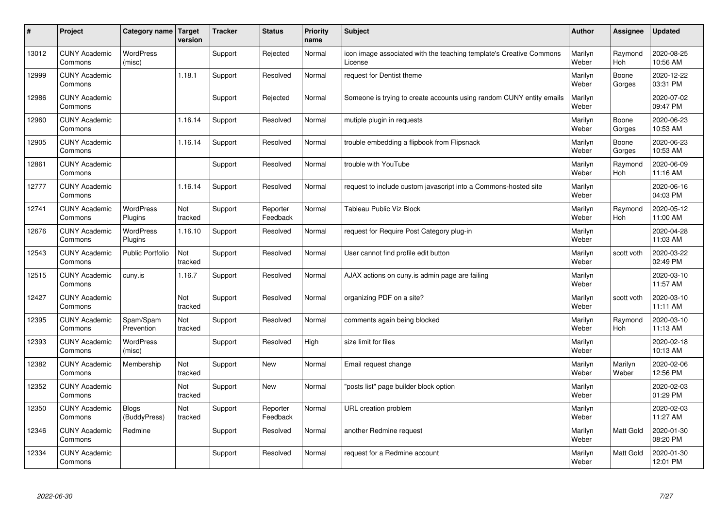| # | Project | Category name | Target version | Tracker | Status | Priority name | Subject | Author | Assignee | Updated |
|---|---|---|---|---|---|---|---|---|---|---|
| 13012 | CUNY Academic Commons | WordPress (misc) | | Support | Rejected | Normal | icon image associated with the teaching template's Creative Commons License | Marilyn Weber | Raymond Hoh | 2020-08-25 10:56 AM |
| 12999 | CUNY Academic Commons | | 1.18.1 | Support | Resolved | Normal | request for Dentist theme | Marilyn Weber | Boone Gorges | 2020-12-22 03:31 PM |
| 12986 | CUNY Academic Commons | | | Support | Rejected | Normal | Someone is trying to create accounts using random CUNY entity emails | Marilyn Weber | | 2020-07-02 09:47 PM |
| 12960 | CUNY Academic Commons | | 1.16.14 | Support | Resolved | Normal | mutiple plugin in requests | Marilyn Weber | Boone Gorges | 2020-06-23 10:53 AM |
| 12905 | CUNY Academic Commons | | 1.16.14 | Support | Resolved | Normal | trouble embedding a flipbook from Flipsnack | Marilyn Weber | Boone Gorges | 2020-06-23 10:53 AM |
| 12861 | CUNY Academic Commons | | | Support | Resolved | Normal | trouble with YouTube | Marilyn Weber | Raymond Hoh | 2020-06-09 11:16 AM |
| 12777 | CUNY Academic Commons | | 1.16.14 | Support | Resolved | Normal | request to include custom javascript into a Commons-hosted site | Marilyn Weber | | 2020-06-16 04:03 PM |
| 12741 | CUNY Academic Commons | WordPress Plugins | Not tracked | Support | Reporter Feedback | Normal | Tableau Public Viz Block | Marilyn Weber | Raymond Hoh | 2020-05-12 11:00 AM |
| 12676 | CUNY Academic Commons | WordPress Plugins | 1.16.10 | Support | Resolved | Normal | request for Require Post Category plug-in | Marilyn Weber | | 2020-04-28 11:03 AM |
| 12543 | CUNY Academic Commons | Public Portfolio | Not tracked | Support | Resolved | Normal | User cannot find profile edit button | Marilyn Weber | scott voth | 2020-03-22 02:49 PM |
| 12515 | CUNY Academic Commons | cuny.is | 1.16.7 | Support | Resolved | Normal | AJAX actions on cuny.is admin page are failing | Marilyn Weber | | 2020-03-10 11:57 AM |
| 12427 | CUNY Academic Commons | | Not tracked | Support | Resolved | Normal | organizing PDF on a site? | Marilyn Weber | scott voth | 2020-03-10 11:11 AM |
| 12395 | CUNY Academic Commons | Spam/Spam Prevention | Not tracked | Support | Resolved | Normal | comments again being blocked | Marilyn Weber | Raymond Hoh | 2020-03-10 11:13 AM |
| 12393 | CUNY Academic Commons | WordPress (misc) | | Support | Resolved | High | size limit for files | Marilyn Weber | | 2020-02-18 10:13 AM |
| 12382 | CUNY Academic Commons | Membership | Not tracked | Support | New | Normal | Email request change | Marilyn Weber | Marilyn Weber | 2020-02-06 12:56 PM |
| 12352 | CUNY Academic Commons | | Not tracked | Support | New | Normal | "posts list" page builder block option | Marilyn Weber | | 2020-02-03 01:29 PM |
| 12350 | CUNY Academic Commons | Blogs (BuddyPress) | Not tracked | Support | Reporter Feedback | Normal | URL creation problem | Marilyn Weber | | 2020-02-03 11:27 AM |
| 12346 | CUNY Academic Commons | Redmine | | Support | Resolved | Normal | another Redmine request | Marilyn Weber | Matt Gold | 2020-01-30 08:20 PM |
| 12334 | CUNY Academic Commons | | | Support | Resolved | Normal | request for a Redmine account | Marilyn Weber | Matt Gold | 2020-01-30 12:01 PM |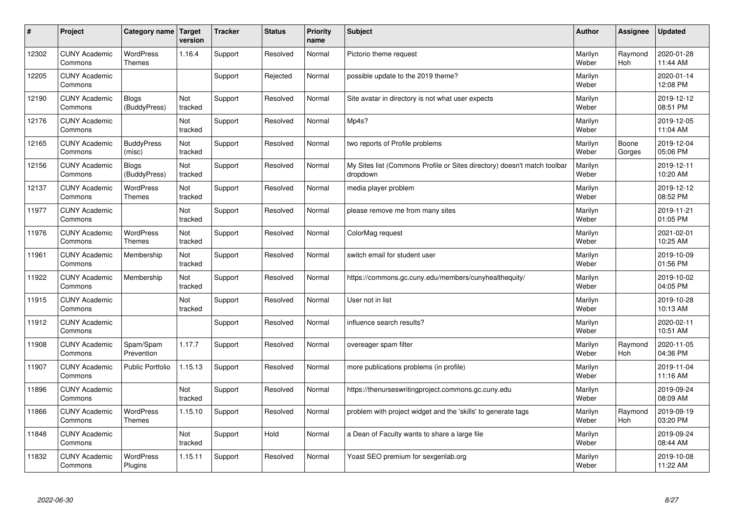| # | Project | Category name | Target version | Tracker | Status | Priority name | Subject | Author | Assignee | Updated |
|---|---|---|---|---|---|---|---|---|---|---|
| 12302 | CUNY Academic Commons | WordPress Themes | 1.16.4 | Support | Resolved | Normal | Pictorio theme request | Marilyn Weber | Raymond Hoh | 2020-01-28 11:44 AM |
| 12205 | CUNY Academic Commons | | | Support | Rejected | Normal | possible update to the 2019 theme? | Marilyn Weber | | 2020-01-14 12:08 PM |
| 12190 | CUNY Academic Commons | Blogs (BuddyPress) | Not tracked | Support | Resolved | Normal | Site avatar in directory is not what user expects | Marilyn Weber | | 2019-12-12 08:51 PM |
| 12176 | CUNY Academic Commons | | Not tracked | Support | Resolved | Normal | Mp4s? | Marilyn Weber | | 2019-12-05 11:04 AM |
| 12165 | CUNY Academic Commons | BuddyPress (misc) | Not tracked | Support | Resolved | Normal | two reports of Profile problems | Marilyn Weber | Boone Gorges | 2019-12-04 05:06 PM |
| 12156 | CUNY Academic Commons | Blogs (BuddyPress) | Not tracked | Support | Resolved | Normal | My Sites list (Commons Profile or Sites directory) doesn't match toolbar dropdown | Marilyn Weber | | 2019-12-11 10:20 AM |
| 12137 | CUNY Academic Commons | WordPress Themes | Not tracked | Support | Resolved | Normal | media player problem | Marilyn Weber | | 2019-12-12 08:52 PM |
| 11977 | CUNY Academic Commons | | Not tracked | Support | Resolved | Normal | please remove me from many sites | Marilyn Weber | | 2019-11-21 01:05 PM |
| 11976 | CUNY Academic Commons | WordPress Themes | Not tracked | Support | Resolved | Normal | ColorMag request | Marilyn Weber | | 2021-02-01 10:25 AM |
| 11961 | CUNY Academic Commons | Membership | Not tracked | Support | Resolved | Normal | switch email for student user | Marilyn Weber | | 2019-10-09 01:56 PM |
| 11922 | CUNY Academic Commons | Membership | Not tracked | Support | Resolved | Normal | https://commons.gc.cuny.edu/members/cunyhealthequity/ | Marilyn Weber | | 2019-10-02 04:05 PM |
| 11915 | CUNY Academic Commons | | Not tracked | Support | Resolved | Normal | User not in list | Marilyn Weber | | 2019-10-28 10:13 AM |
| 11912 | CUNY Academic Commons | | | Support | Resolved | Normal | influence search results? | Marilyn Weber | | 2020-02-11 10:51 AM |
| 11908 | CUNY Academic Commons | Spam/Spam Prevention | 1.17.7 | Support | Resolved | Normal | overeager spam filter | Marilyn Weber | Raymond Hoh | 2020-11-05 04:36 PM |
| 11907 | CUNY Academic Commons | Public Portfolio | 1.15.13 | Support | Resolved | Normal | more publications problems (in profile) | Marilyn Weber | | 2019-11-04 11:16 AM |
| 11896 | CUNY Academic Commons | | Not tracked | Support | Resolved | Normal | https://thenurseswritingproject.commons.gc.cuny.edu | Marilyn Weber | | 2019-09-24 08:09 AM |
| 11866 | CUNY Academic Commons | WordPress Themes | 1.15.10 | Support | Resolved | Normal | problem with project widget and the 'skills' to generate tags | Marilyn Weber | Raymond Hoh | 2019-09-19 03:20 PM |
| 11848 | CUNY Academic Commons | | Not tracked | Support | Hold | Normal | a Dean of Faculty wants to share a large file | Marilyn Weber | | 2019-09-24 08:44 AM |
| 11832 | CUNY Academic Commons | WordPress Plugins | 1.15.11 | Support | Resolved | Normal | Yoast SEO premium for sexgenlab.org | Marilyn Weber | | 2019-10-08 11:22 AM |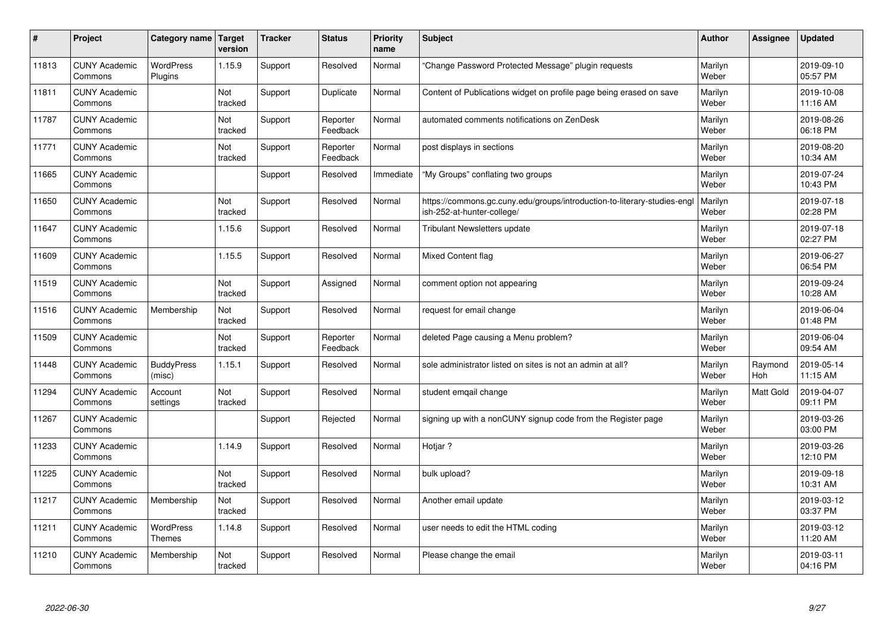| # | Project | Category name | Target version | Tracker | Status | Priority name | Subject | Author | Assignee | Updated |
|---|---|---|---|---|---|---|---|---|---|---|
| 11813 | CUNY Academic Commons | WordPress Plugins | 1.15.9 | Support | Resolved | Normal | "Change Password Protected Message" plugin requests | Marilyn Weber | | 2019-09-10 05:57 PM |
| 11811 | CUNY Academic Commons | | Not tracked | Support | Duplicate | Normal | Content of Publications widget on profile page being erased on save | Marilyn Weber | | 2019-10-08 11:16 AM |
| 11787 | CUNY Academic Commons | | Not tracked | Support | Reporter Feedback | Normal | automated comments notifications on ZenDesk | Marilyn Weber | | 2019-08-26 06:18 PM |
| 11771 | CUNY Academic Commons | | Not tracked | Support | Reporter Feedback | Normal | post displays in sections | Marilyn Weber | | 2019-08-20 10:34 AM |
| 11665 | CUNY Academic Commons | | | Support | Resolved | Immediate | "My Groups" conflating two groups | Marilyn Weber | | 2019-07-24 10:43 PM |
| 11650 | CUNY Academic Commons | | Not tracked | Support | Resolved | Normal | https://commons.gc.cuny.edu/groups/introduction-to-literary-studies-english-252-at-hunter-college/ | Marilyn Weber | | 2019-07-18 02:28 PM |
| 11647 | CUNY Academic Commons | | 1.15.6 | Support | Resolved | Normal | Tribulant Newsletters update | Marilyn Weber | | 2019-07-18 02:27 PM |
| 11609 | CUNY Academic Commons | | 1.15.5 | Support | Resolved | Normal | Mixed Content flag | Marilyn Weber | | 2019-06-27 06:54 PM |
| 11519 | CUNY Academic Commons | | Not tracked | Support | Assigned | Normal | comment option not appearing | Marilyn Weber | | 2019-09-24 10:28 AM |
| 11516 | CUNY Academic Commons | Membership | Not tracked | Support | Resolved | Normal | request for email change | Marilyn Weber | | 2019-06-04 01:48 PM |
| 11509 | CUNY Academic Commons | | Not tracked | Support | Reporter Feedback | Normal | deleted Page causing a Menu problem? | Marilyn Weber | | 2019-06-04 09:54 AM |
| 11448 | CUNY Academic Commons | BuddyPress (misc) | 1.15.1 | Support | Resolved | Normal | sole administrator listed on sites is not an admin at all? | Marilyn Weber | Raymond Hoh | 2019-05-14 11:15 AM |
| 11294 | CUNY Academic Commons | Account settings | Not tracked | Support | Resolved | Normal | student emqail change | Marilyn Weber | Matt Gold | 2019-04-07 09:11 PM |
| 11267 | CUNY Academic Commons | | | Support | Rejected | Normal | signing up with a nonCUNY signup code from the Register page | Marilyn Weber | | 2019-03-26 03:00 PM |
| 11233 | CUNY Academic Commons | | 1.14.9 | Support | Resolved | Normal | Hotjar ? | Marilyn Weber | | 2019-03-26 12:10 PM |
| 11225 | CUNY Academic Commons | | Not tracked | Support | Resolved | Normal | bulk upload? | Marilyn Weber | | 2019-09-18 10:31 AM |
| 11217 | CUNY Academic Commons | Membership | Not tracked | Support | Resolved | Normal | Another email update | Marilyn Weber | | 2019-03-12 03:37 PM |
| 11211 | CUNY Academic Commons | WordPress Themes | 1.14.8 | Support | Resolved | Normal | user needs to edit the HTML coding | Marilyn Weber | | 2019-03-12 11:20 AM |
| 11210 | CUNY Academic Commons | Membership | Not tracked | Support | Resolved | Normal | Please change the email | Marilyn Weber | | 2019-03-11 04:16 PM |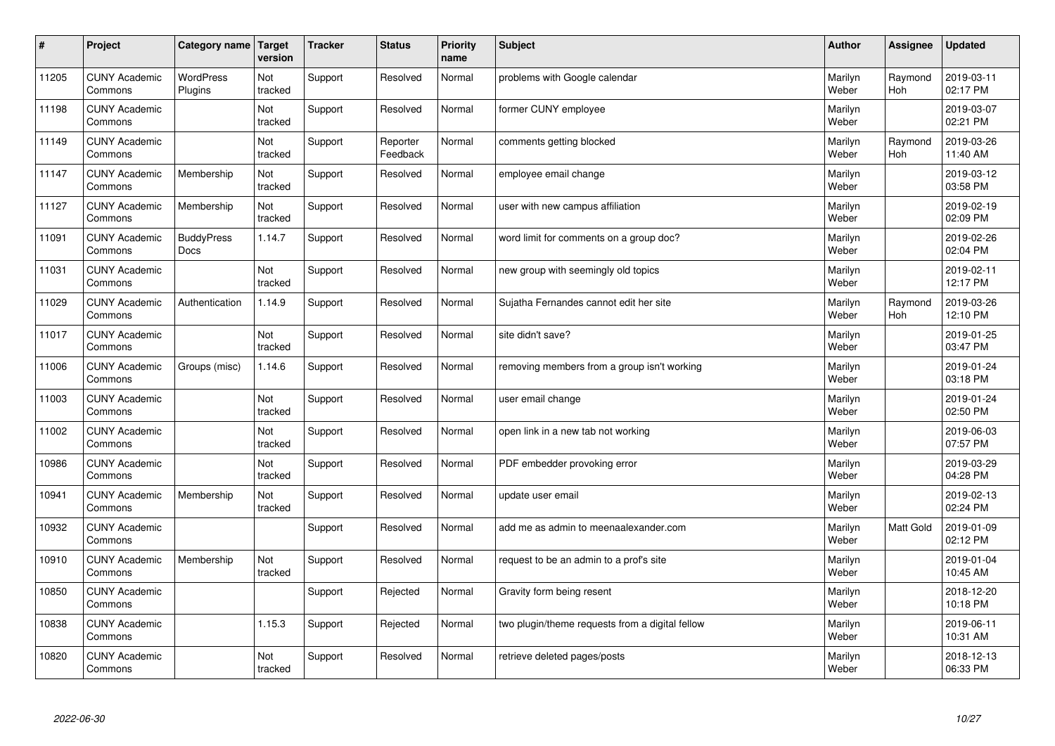| # | Project | Category name | Target version | Tracker | Status | Priority name | Subject | Author | Assignee | Updated |
|---|---|---|---|---|---|---|---|---|---|---|
| 11205 | CUNY Academic Commons | WordPress Plugins | Not tracked | Support | Resolved | Normal | problems with Google calendar | Marilyn Weber | Raymond Hoh | 2019-03-11 02:17 PM |
| 11198 | CUNY Academic Commons | | Not tracked | Support | Resolved | Normal | former CUNY employee | Marilyn Weber | | 2019-03-07 02:21 PM |
| 11149 | CUNY Academic Commons | | Not tracked | Support | Reporter Feedback | Normal | comments getting blocked | Marilyn Weber | Raymond Hoh | 2019-03-26 11:40 AM |
| 11147 | CUNY Academic Commons | Membership | Not tracked | Support | Resolved | Normal | employee email change | Marilyn Weber | | 2019-03-12 03:58 PM |
| 11127 | CUNY Academic Commons | Membership | Not tracked | Support | Resolved | Normal | user with new campus affiliation | Marilyn Weber | | 2019-02-19 02:09 PM |
| 11091 | CUNY Academic Commons | BuddyPress Docs | 1.14.7 | Support | Resolved | Normal | word limit for comments on a group doc? | Marilyn Weber | | 2019-02-26 02:04 PM |
| 11031 | CUNY Academic Commons | | Not tracked | Support | Resolved | Normal | new group with seemingly old topics | Marilyn Weber | | 2019-02-11 12:17 PM |
| 11029 | CUNY Academic Commons | Authentication | 1.14.9 | Support | Resolved | Normal | Sujatha Fernandes cannot edit her site | Marilyn Weber | Raymond Hoh | 2019-03-26 12:10 PM |
| 11017 | CUNY Academic Commons | | Not tracked | Support | Resolved | Normal | site didn't save? | Marilyn Weber | | 2019-01-25 03:47 PM |
| 11006 | CUNY Academic Commons | Groups (misc) | 1.14.6 | Support | Resolved | Normal | removing members from a group isn't working | Marilyn Weber | | 2019-01-24 03:18 PM |
| 11003 | CUNY Academic Commons | | Not tracked | Support | Resolved | Normal | user email change | Marilyn Weber | | 2019-01-24 02:50 PM |
| 11002 | CUNY Academic Commons | | Not tracked | Support | Resolved | Normal | open link in a new tab not working | Marilyn Weber | | 2019-06-03 07:57 PM |
| 10986 | CUNY Academic Commons | | Not tracked | Support | Resolved | Normal | PDF embedder provoking error | Marilyn Weber | | 2019-03-29 04:28 PM |
| 10941 | CUNY Academic Commons | Membership | Not tracked | Support | Resolved | Normal | update user email | Marilyn Weber | | 2019-02-13 02:24 PM |
| 10932 | CUNY Academic Commons | | | Support | Resolved | Normal | add me as admin to meenaalexander.com | Marilyn Weber | Matt Gold | 2019-01-09 02:12 PM |
| 10910 | CUNY Academic Commons | Membership | Not tracked | Support | Resolved | Normal | request to be an admin to a prof's site | Marilyn Weber | | 2019-01-04 10:45 AM |
| 10850 | CUNY Academic Commons | | | Support | Rejected | Normal | Gravity form being resent | Marilyn Weber | | 2018-12-20 10:18 PM |
| 10838 | CUNY Academic Commons | | 1.15.3 | Support | Rejected | Normal | two plugin/theme requests from a digital fellow | Marilyn Weber | | 2019-06-11 10:31 AM |
| 10820 | CUNY Academic Commons | | Not tracked | Support | Resolved | Normal | retrieve deleted pages/posts | Marilyn Weber | | 2018-12-13 06:33 PM |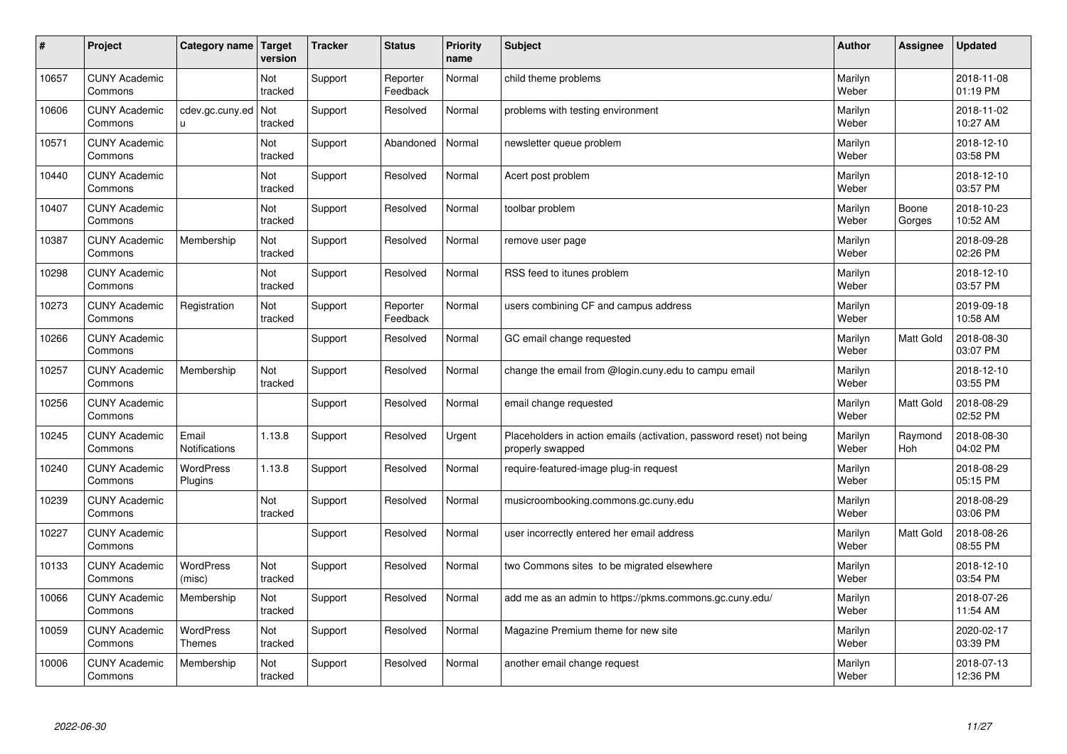| # | Project | Category name | Target version | Tracker | Status | Priority name | Subject | Author | Assignee | Updated |
|---|---|---|---|---|---|---|---|---|---|---|
| 10657 | CUNY Academic Commons | | Not tracked | Support | Reporter Feedback | Normal | child theme problems | Marilyn Weber | | 2018-11-08 01:19 PM |
| 10606 | CUNY Academic Commons | cdev.gc.cuny.edu | Not tracked | Support | Resolved | Normal | problems with testing environment | Marilyn Weber | | 2018-11-02 10:27 AM |
| 10571 | CUNY Academic Commons | | Not tracked | Support | Abandoned | Normal | newsletter queue problem | Marilyn Weber | | 2018-12-10 03:58 PM |
| 10440 | CUNY Academic Commons | | Not tracked | Support | Resolved | Normal | Acert post problem | Marilyn Weber | | 2018-12-10 03:57 PM |
| 10407 | CUNY Academic Commons | | Not tracked | Support | Resolved | Normal | toolbar problem | Marilyn Weber | Boone Gorges | 2018-10-23 10:52 AM |
| 10387 | CUNY Academic Commons | Membership | Not tracked | Support | Resolved | Normal | remove user page | Marilyn Weber | | 2018-09-28 02:26 PM |
| 10298 | CUNY Academic Commons | | Not tracked | Support | Resolved | Normal | RSS feed to itunes problem | Marilyn Weber | | 2018-12-10 03:57 PM |
| 10273 | CUNY Academic Commons | Registration | Not tracked | Support | Reporter Feedback | Normal | users combining CF and campus address | Marilyn Weber | | 2019-09-18 10:58 AM |
| 10266 | CUNY Academic Commons | | | Support | Resolved | Normal | GC email change requested | Marilyn Weber | Matt Gold | 2018-08-30 03:07 PM |
| 10257 | CUNY Academic Commons | Membership | Not tracked | Support | Resolved | Normal | change the email from @login.cuny.edu to campu email | Marilyn Weber | | 2018-12-10 03:55 PM |
| 10256 | CUNY Academic Commons | | | Support | Resolved | Normal | email change requested | Marilyn Weber | Matt Gold | 2018-08-29 02:52 PM |
| 10245 | CUNY Academic Commons | Email Notifications | 1.13.8 | Support | Resolved | Urgent | Placeholders in action emails (activation, password reset) not being properly swapped | Marilyn Weber | Raymond Hoh | 2018-08-30 04:02 PM |
| 10240 | CUNY Academic Commons | WordPress Plugins | 1.13.8 | Support | Resolved | Normal | require-featured-image plug-in request | Marilyn Weber | | 2018-08-29 05:15 PM |
| 10239 | CUNY Academic Commons | | Not tracked | Support | Resolved | Normal | musicroombooking.commons.gc.cuny.edu | Marilyn Weber | | 2018-08-29 03:06 PM |
| 10227 | CUNY Academic Commons | | | Support | Resolved | Normal | user incorrectly entered her email address | Marilyn Weber | Matt Gold | 2018-08-26 08:55 PM |
| 10133 | CUNY Academic Commons | WordPress (misc) | Not tracked | Support | Resolved | Normal | two Commons sites to be migrated elsewhere | Marilyn Weber | | 2018-12-10 03:54 PM |
| 10066 | CUNY Academic Commons | Membership | Not tracked | Support | Resolved | Normal | add me as an admin to https://pkms.commons.gc.cuny.edu/ | Marilyn Weber | | 2018-07-26 11:54 AM |
| 10059 | CUNY Academic Commons | WordPress Themes | Not tracked | Support | Resolved | Normal | Magazine Premium theme for new site | Marilyn Weber | | 2020-02-17 03:39 PM |
| 10006 | CUNY Academic Commons | Membership | Not tracked | Support | Resolved | Normal | another email change request | Marilyn Weber | | 2018-07-13 12:36 PM |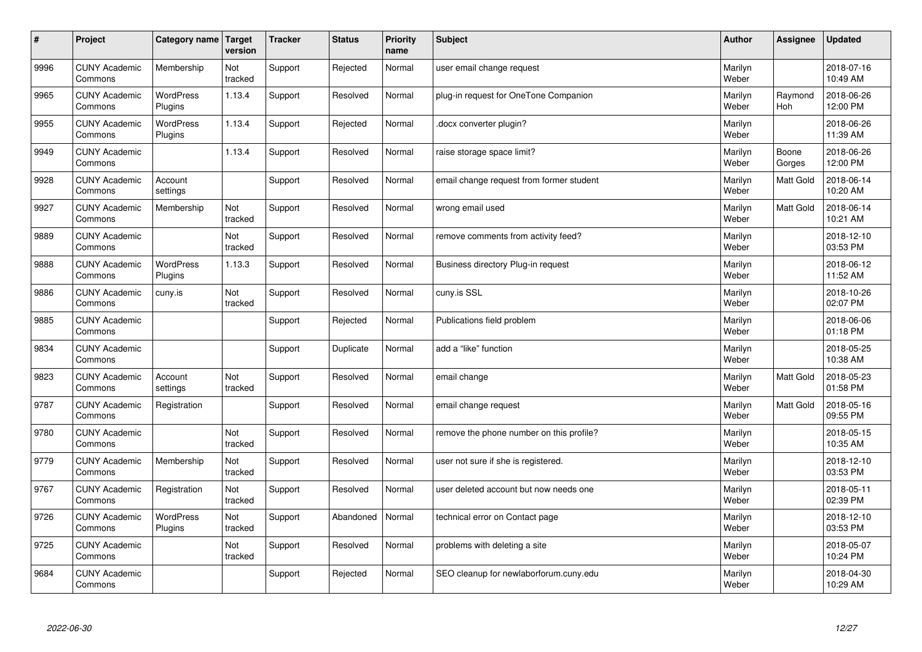| # | Project | Category name | Target version | Tracker | Status | Priority name | Subject | Author | Assignee | Updated |
|---|---|---|---|---|---|---|---|---|---|---|
| 9996 | CUNY Academic Commons | Membership | Not tracked | Support | Rejected | Normal | user email change request | Marilyn Weber | | 2018-07-16 10:49 AM |
| 9965 | CUNY Academic Commons | WordPress Plugins | 1.13.4 | Support | Resolved | Normal | plug-in request for OneTone Companion | Marilyn Weber | Raymond Hoh | 2018-06-26 12:00 PM |
| 9955 | CUNY Academic Commons | WordPress Plugins | 1.13.4 | Support | Rejected | Normal | .docx converter plugin? | Marilyn Weber | | 2018-06-26 11:39 AM |
| 9949 | CUNY Academic Commons | | 1.13.4 | Support | Resolved | Normal | raise storage space limit? | Marilyn Weber | Boone Gorges | 2018-06-26 12:00 PM |
| 9928 | CUNY Academic Commons | Account settings | | Support | Resolved | Normal | email change request from former student | Marilyn Weber | Matt Gold | 2018-06-14 10:20 AM |
| 9927 | CUNY Academic Commons | Membership | Not tracked | Support | Resolved | Normal | wrong email used | Marilyn Weber | Matt Gold | 2018-06-14 10:21 AM |
| 9889 | CUNY Academic Commons | | Not tracked | Support | Resolved | Normal | remove comments from activity feed? | Marilyn Weber | | 2018-12-10 03:53 PM |
| 9888 | CUNY Academic Commons | WordPress Plugins | 1.13.3 | Support | Resolved | Normal | Business directory Plug-in request | Marilyn Weber | | 2018-06-12 11:52 AM |
| 9886 | CUNY Academic Commons | cuny.is | Not tracked | Support | Resolved | Normal | cuny.is SSL | Marilyn Weber | | 2018-10-26 02:07 PM |
| 9885 | CUNY Academic Commons | | | Support | Rejected | Normal | Publications field problem | Marilyn Weber | | 2018-06-06 01:18 PM |
| 9834 | CUNY Academic Commons | | | Support | Duplicate | Normal | add a "like" function | Marilyn Weber | | 2018-05-25 10:38 AM |
| 9823 | CUNY Academic Commons | Account settings | Not tracked | Support | Resolved | Normal | email change | Marilyn Weber | Matt Gold | 2018-05-23 01:58 PM |
| 9787 | CUNY Academic Commons | Registration | | Support | Resolved | Normal | email change request | Marilyn Weber | Matt Gold | 2018-05-16 09:55 PM |
| 9780 | CUNY Academic Commons | | Not tracked | Support | Resolved | Normal | remove the phone number on this profile? | Marilyn Weber | | 2018-05-15 10:35 AM |
| 9779 | CUNY Academic Commons | Membership | Not tracked | Support | Resolved | Normal | user not sure if she is registered. | Marilyn Weber | | 2018-12-10 03:53 PM |
| 9767 | CUNY Academic Commons | Registration | Not tracked | Support | Resolved | Normal | user deleted account but now needs one | Marilyn Weber | | 2018-05-11 02:39 PM |
| 9726 | CUNY Academic Commons | WordPress Plugins | Not tracked | Support | Abandoned | Normal | technical error on Contact page | Marilyn Weber | | 2018-12-10 03:53 PM |
| 9725 | CUNY Academic Commons | | Not tracked | Support | Resolved | Normal | problems with deleting a site | Marilyn Weber | | 2018-05-07 10:24 PM |
| 9684 | CUNY Academic Commons | | | Support | Rejected | Normal | SEO cleanup for newlaborforum.cuny.edu | Marilyn Weber | | 2018-04-30 10:29 AM |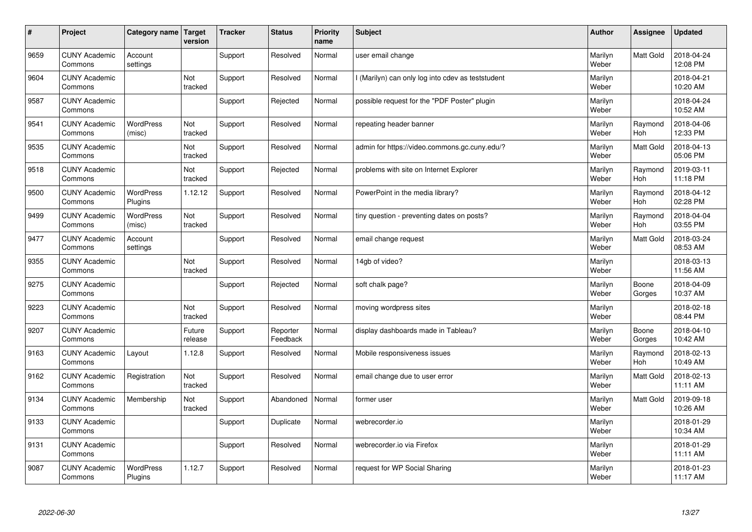| # | Project | Category name | Target version | Tracker | Status | Priority name | Subject | Author | Assignee | Updated |
|---|---|---|---|---|---|---|---|---|---|---|
| 9659 | CUNY Academic Commons | Account settings | | Support | Resolved | Normal | user email change | Marilyn Weber | Matt Gold | 2018-04-24 12:08 PM |
| 9604 | CUNY Academic Commons | | Not tracked | Support | Resolved | Normal | I (Marilyn) can only log into cdev as teststudent | Marilyn Weber | | 2018-04-21 10:20 AM |
| 9587 | CUNY Academic Commons | | | Support | Rejected | Normal | possible request for the "PDF Poster" plugin | Marilyn Weber | | 2018-04-24 10:52 AM |
| 9541 | CUNY Academic Commons | WordPress (misc) | Not tracked | Support | Resolved | Normal | repeating header banner | Marilyn Weber | Raymond Hoh | 2018-04-06 12:33 PM |
| 9535 | CUNY Academic Commons | | Not tracked | Support | Resolved | Normal | admin for https://video.commons.gc.cuny.edu/? | Marilyn Weber | Matt Gold | 2018-04-13 05:06 PM |
| 9518 | CUNY Academic Commons | | Not tracked | Support | Rejected | Normal | problems with site on Internet Explorer | Marilyn Weber | Raymond Hoh | 2019-03-11 11:18 PM |
| 9500 | CUNY Academic Commons | WordPress Plugins | 1.12.12 | Support | Resolved | Normal | PowerPoint in the media library? | Marilyn Weber | Raymond Hoh | 2018-04-12 02:28 PM |
| 9499 | CUNY Academic Commons | WordPress (misc) | Not tracked | Support | Resolved | Normal | tiny question - preventing dates on posts? | Marilyn Weber | Raymond Hoh | 2018-04-04 03:55 PM |
| 9477 | CUNY Academic Commons | Account settings | | Support | Resolved | Normal | email change request | Marilyn Weber | Matt Gold | 2018-03-24 08:53 AM |
| 9355 | CUNY Academic Commons | | Not tracked | Support | Resolved | Normal | 14gb of video? | Marilyn Weber | | 2018-03-13 11:56 AM |
| 9275 | CUNY Academic Commons | | | Support | Rejected | Normal | soft chalk page? | Marilyn Weber | Boone Gorges | 2018-04-09 10:37 AM |
| 9223 | CUNY Academic Commons | | Not tracked | Support | Resolved | Normal | moving wordpress sites | Marilyn Weber | | 2018-02-18 08:44 PM |
| 9207 | CUNY Academic Commons | | Future release | Support | Reporter Feedback | Normal | display dashboards made in Tableau? | Marilyn Weber | Boone Gorges | 2018-04-10 10:42 AM |
| 9163 | CUNY Academic Commons | Layout | 1.12.8 | Support | Resolved | Normal | Mobile responsiveness issues | Marilyn Weber | Raymond Hoh | 2018-02-13 10:49 AM |
| 9162 | CUNY Academic Commons | Registration | Not tracked | Support | Resolved | Normal | email change due to user error | Marilyn Weber | Matt Gold | 2018-02-13 11:11 AM |
| 9134 | CUNY Academic Commons | Membership | Not tracked | Support | Abandoned | Normal | former user | Marilyn Weber | Matt Gold | 2019-09-18 10:26 AM |
| 9133 | CUNY Academic Commons | | | Support | Duplicate | Normal | webrecorder.io | Marilyn Weber | | 2018-01-29 10:34 AM |
| 9131 | CUNY Academic Commons | | | Support | Resolved | Normal | webrecorder.io via Firefox | Marilyn Weber | | 2018-01-29 11:11 AM |
| 9087 | CUNY Academic Commons | WordPress Plugins | 1.12.7 | Support | Resolved | Normal | request for WP Social Sharing | Marilyn Weber | | 2018-01-23 11:17 AM |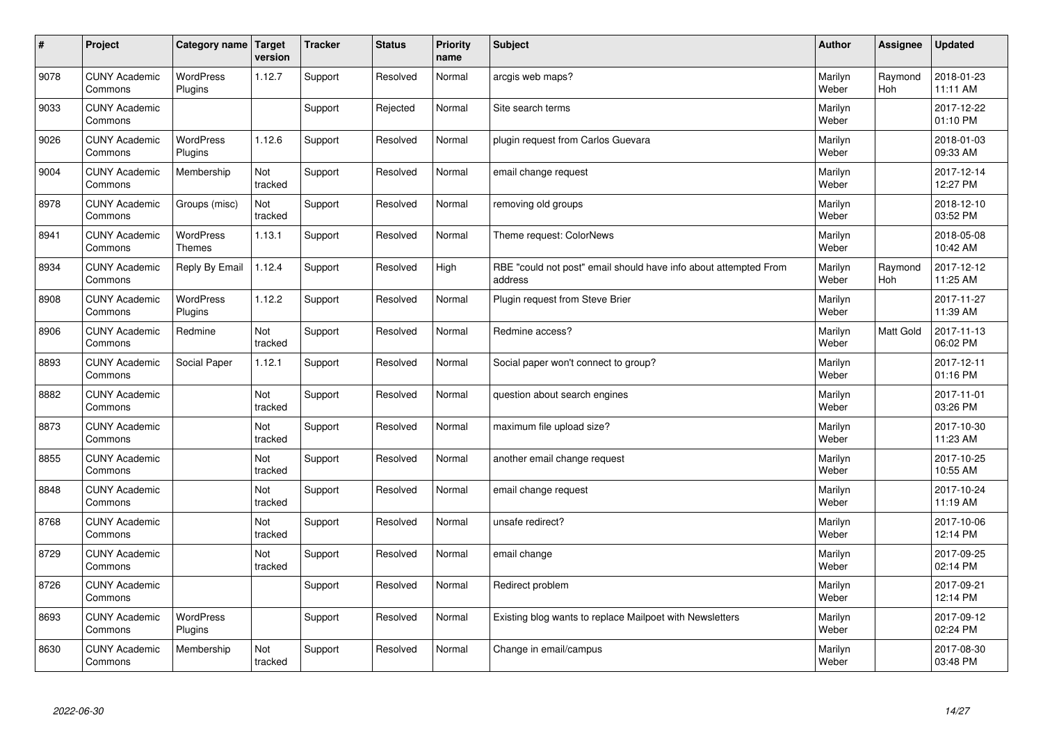| # | Project | Category name | Target version | Tracker | Status | Priority name | Subject | Author | Assignee | Updated |
|---|---|---|---|---|---|---|---|---|---|---|
| 9078 | CUNY Academic Commons | WordPress Plugins | 1.12.7 | Support | Resolved | Normal | arcgis web maps? | Marilyn Weber | Raymond Hoh | 2018-01-23 11:11 AM |
| 9033 | CUNY Academic Commons | | | Support | Rejected | Normal | Site search terms | Marilyn Weber | | 2017-12-22 01:10 PM |
| 9026 | CUNY Academic Commons | WordPress Plugins | 1.12.6 | Support | Resolved | Normal | plugin request from Carlos Guevara | Marilyn Weber | | 2018-01-03 09:33 AM |
| 9004 | CUNY Academic Commons | Membership | Not tracked | Support | Resolved | Normal | email change request | Marilyn Weber | | 2017-12-14 12:27 PM |
| 8978 | CUNY Academic Commons | Groups (misc) | Not tracked | Support | Resolved | Normal | removing old groups | Marilyn Weber | | 2018-12-10 03:52 PM |
| 8941 | CUNY Academic Commons | WordPress Themes | 1.13.1 | Support | Resolved | Normal | Theme request: ColorNews | Marilyn Weber | | 2018-05-08 10:42 AM |
| 8934 | CUNY Academic Commons | Reply By Email | 1.12.4 | Support | Resolved | High | RBE "could not post" email should have info about attempted From address | Marilyn Weber | Raymond Hoh | 2017-12-12 11:25 AM |
| 8908 | CUNY Academic Commons | WordPress Plugins | 1.12.2 | Support | Resolved | Normal | Plugin request from Steve Brier | Marilyn Weber | | 2017-11-27 11:39 AM |
| 8906 | CUNY Academic Commons | Redmine | Not tracked | Support | Resolved | Normal | Redmine access? | Marilyn Weber | Matt Gold | 2017-11-13 06:02 PM |
| 8893 | CUNY Academic Commons | Social Paper | 1.12.1 | Support | Resolved | Normal | Social paper won't connect to group? | Marilyn Weber | | 2017-12-11 01:16 PM |
| 8882 | CUNY Academic Commons | | Not tracked | Support | Resolved | Normal | question about search engines | Marilyn Weber | | 2017-11-01 03:26 PM |
| 8873 | CUNY Academic Commons | | Not tracked | Support | Resolved | Normal | maximum file upload size? | Marilyn Weber | | 2017-10-30 11:23 AM |
| 8855 | CUNY Academic Commons | | Not tracked | Support | Resolved | Normal | another email change request | Marilyn Weber | | 2017-10-25 10:55 AM |
| 8848 | CUNY Academic Commons | | Not tracked | Support | Resolved | Normal | email change request | Marilyn Weber | | 2017-10-24 11:19 AM |
| 8768 | CUNY Academic Commons | | Not tracked | Support | Resolved | Normal | unsafe redirect? | Marilyn Weber | | 2017-10-06 12:14 PM |
| 8729 | CUNY Academic Commons | | Not tracked | Support | Resolved | Normal | email change | Marilyn Weber | | 2017-09-25 02:14 PM |
| 8726 | CUNY Academic Commons | | | Support | Resolved | Normal | Redirect problem | Marilyn Weber | | 2017-09-21 12:14 PM |
| 8693 | CUNY Academic Commons | WordPress Plugins | | Support | Resolved | Normal | Existing blog wants to replace Mailpoet with Newsletters | Marilyn Weber | | 2017-09-12 02:24 PM |
| 8630 | CUNY Academic Commons | Membership | Not tracked | Support | Resolved | Normal | Change in email/campus | Marilyn Weber | | 2017-08-30 03:48 PM |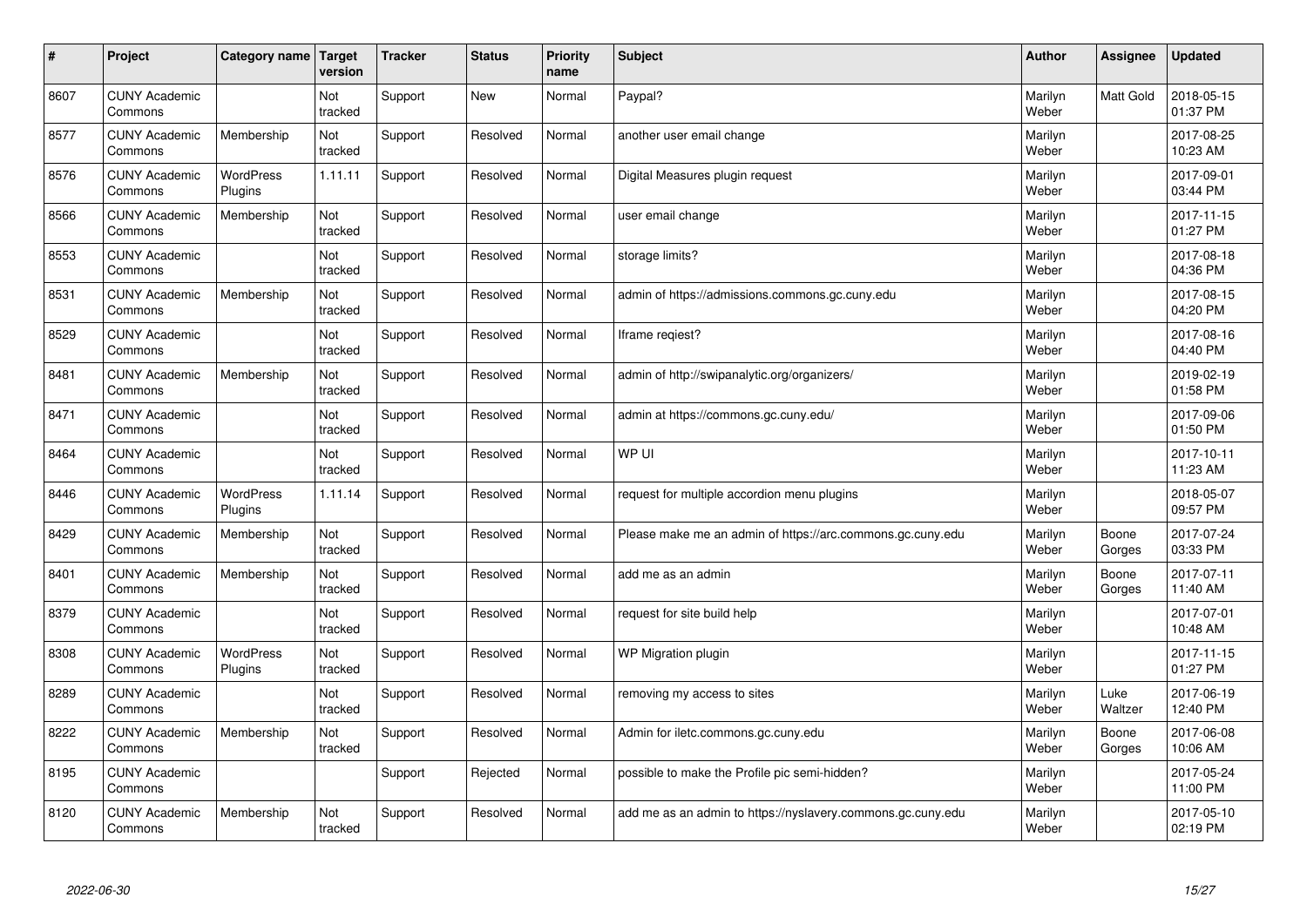| # | Project | Category name | Target version | Tracker | Status | Priority name | Subject | Author | Assignee | Updated |
|---|---|---|---|---|---|---|---|---|---|---|
| 8607 | CUNY Academic Commons | | Not tracked | Support | New | Normal | Paypal? | Marilyn Weber | Matt Gold | 2018-05-15 01:37 PM |
| 8577 | CUNY Academic Commons | Membership | Not tracked | Support | Resolved | Normal | another user email change | Marilyn Weber | | 2017-08-25 10:23 AM |
| 8576 | CUNY Academic Commons | WordPress Plugins | 1.11.11 | Support | Resolved | Normal | Digital Measures plugin request | Marilyn Weber | | 2017-09-01 03:44 PM |
| 8566 | CUNY Academic Commons | Membership | Not tracked | Support | Resolved | Normal | user email change | Marilyn Weber | | 2017-11-15 01:27 PM |
| 8553 | CUNY Academic Commons | | Not tracked | Support | Resolved | Normal | storage limits? | Marilyn Weber | | 2017-08-18 04:36 PM |
| 8531 | CUNY Academic Commons | Membership | Not tracked | Support | Resolved | Normal | admin of https://admissions.commons.gc.cuny.edu | Marilyn Weber | | 2017-08-15 04:20 PM |
| 8529 | CUNY Academic Commons | | Not tracked | Support | Resolved | Normal | Iframe reqiest? | Marilyn Weber | | 2017-08-16 04:40 PM |
| 8481 | CUNY Academic Commons | Membership | Not tracked | Support | Resolved | Normal | admin of http://swipanalytic.org/organizers/ | Marilyn Weber | | 2019-02-19 01:58 PM |
| 8471 | CUNY Academic Commons | | Not tracked | Support | Resolved | Normal | admin at https://commons.gc.cuny.edu/ | Marilyn Weber | | 2017-09-06 01:50 PM |
| 8464 | CUNY Academic Commons | | Not tracked | Support | Resolved | Normal | WP UI | Marilyn Weber | | 2017-10-11 11:23 AM |
| 8446 | CUNY Academic Commons | WordPress Plugins | 1.11.14 | Support | Resolved | Normal | request for multiple accordion menu plugins | Marilyn Weber | | 2018-05-07 09:57 PM |
| 8429 | CUNY Academic Commons | Membership | Not tracked | Support | Resolved | Normal | Please make me an admin of https://arc.commons.gc.cuny.edu | Marilyn Weber | Boone Gorges | 2017-07-24 03:33 PM |
| 8401 | CUNY Academic Commons | Membership | Not tracked | Support | Resolved | Normal | add me as an admin | Marilyn Weber | Boone Gorges | 2017-07-11 11:40 AM |
| 8379 | CUNY Academic Commons | | Not tracked | Support | Resolved | Normal | request for site build help | Marilyn Weber | | 2017-07-01 10:48 AM |
| 8308 | CUNY Academic Commons | WordPress Plugins | Not tracked | Support | Resolved | Normal | WP Migration plugin | Marilyn Weber | | 2017-11-15 01:27 PM |
| 8289 | CUNY Academic Commons | | Not tracked | Support | Resolved | Normal | removing my access to sites | Marilyn Weber | Luke Waltzer | 2017-06-19 12:40 PM |
| 8222 | CUNY Academic Commons | Membership | Not tracked | Support | Resolved | Normal | Admin for iletc.commons.gc.cuny.edu | Marilyn Weber | Boone Gorges | 2017-06-08 10:06 AM |
| 8195 | CUNY Academic Commons | | | Support | Rejected | Normal | possible to make the Profile pic semi-hidden? | Marilyn Weber | | 2017-05-24 11:00 PM |
| 8120 | CUNY Academic Commons | Membership | Not tracked | Support | Resolved | Normal | add me as an admin to https://nyslavery.commons.gc.cuny.edu | Marilyn Weber | | 2017-05-10 02:19 PM |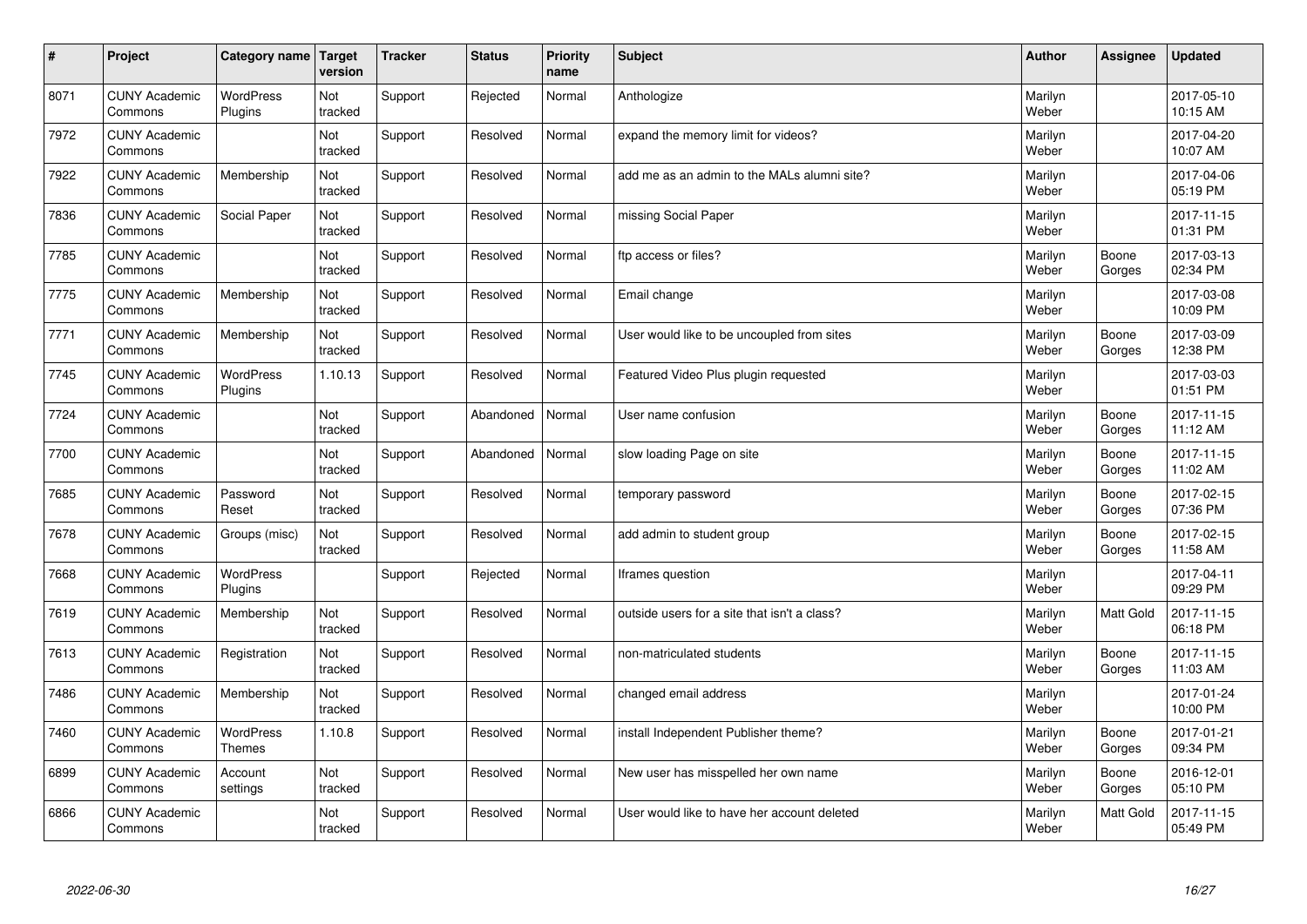| # | Project | Category name | Target version | Tracker | Status | Priority name | Subject | Author | Assignee | Updated |
|---|---|---|---|---|---|---|---|---|---|---|
| 8071 | CUNY Academic Commons | WordPress Plugins | Not tracked | Support | Rejected | Normal | Anthologize | Marilyn Weber | | 2017-05-10 10:15 AM |
| 7972 | CUNY Academic Commons | | Not tracked | Support | Resolved | Normal | expand the memory limit for videos? | Marilyn Weber | | 2017-04-20 10:07 AM |
| 7922 | CUNY Academic Commons | Membership | Not tracked | Support | Resolved | Normal | add me as an admin to the MALs alumni site? | Marilyn Weber | | 2017-04-06 05:19 PM |
| 7836 | CUNY Academic Commons | Social Paper | Not tracked | Support | Resolved | Normal | missing Social Paper | Marilyn Weber | | 2017-11-15 01:31 PM |
| 7785 | CUNY Academic Commons | | Not tracked | Support | Resolved | Normal | ftp access or files? | Marilyn Weber | Boone Gorges | 2017-03-13 02:34 PM |
| 7775 | CUNY Academic Commons | Membership | Not tracked | Support | Resolved | Normal | Email change | Marilyn Weber | | 2017-03-08 10:09 PM |
| 7771 | CUNY Academic Commons | Membership | Not tracked | Support | Resolved | Normal | User would like to be uncoupled from sites | Marilyn Weber | Boone Gorges | 2017-03-09 12:38 PM |
| 7745 | CUNY Academic Commons | WordPress Plugins | 1.10.13 | Support | Resolved | Normal | Featured Video Plus plugin requested | Marilyn Weber | | 2017-03-03 01:51 PM |
| 7724 | CUNY Academic Commons | | Not tracked | Support | Abandoned | Normal | User name confusion | Marilyn Weber | Boone Gorges | 2017-11-15 11:12 AM |
| 7700 | CUNY Academic Commons | | Not tracked | Support | Abandoned | Normal | slow loading Page on site | Marilyn Weber | Boone Gorges | 2017-11-15 11:02 AM |
| 7685 | CUNY Academic Commons | Password Reset | Not tracked | Support | Resolved | Normal | temporary password | Marilyn Weber | Boone Gorges | 2017-02-15 07:36 PM |
| 7678 | CUNY Academic Commons | Groups (misc) | Not tracked | Support | Resolved | Normal | add admin to student group | Marilyn Weber | Boone Gorges | 2017-02-15 11:58 AM |
| 7668 | CUNY Academic Commons | WordPress Plugins | | Support | Rejected | Normal | Iframes question | Marilyn Weber | | 2017-04-11 09:29 PM |
| 7619 | CUNY Academic Commons | Membership | Not tracked | Support | Resolved | Normal | outside users for a site that isn't a class? | Marilyn Weber | Matt Gold | 2017-11-15 06:18 PM |
| 7613 | CUNY Academic Commons | Registration | Not tracked | Support | Resolved | Normal | non-matriculated students | Marilyn Weber | Boone Gorges | 2017-11-15 11:03 AM |
| 7486 | CUNY Academic Commons | Membership | Not tracked | Support | Resolved | Normal | changed email address | Marilyn Weber | | 2017-01-24 10:00 PM |
| 7460 | CUNY Academic Commons | WordPress Themes | 1.10.8 | Support | Resolved | Normal | install Independent Publisher theme? | Marilyn Weber | Boone Gorges | 2017-01-21 09:34 PM |
| 6899 | CUNY Academic Commons | Account settings | Not tracked | Support | Resolved | Normal | New user has misspelled her own name | Marilyn Weber | Boone Gorges | 2016-12-01 05:10 PM |
| 6866 | CUNY Academic Commons | | Not tracked | Support | Resolved | Normal | User would like to have her account deleted | Marilyn Weber | Matt Gold | 2017-11-15 05:49 PM |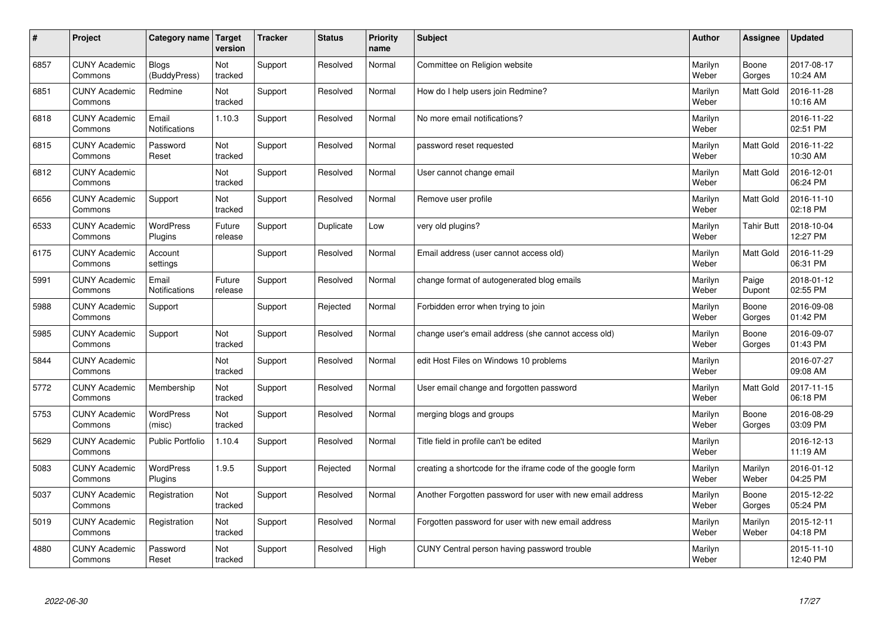| # | Project | Category name | Target version | Tracker | Status | Priority name | Subject | Author | Assignee | Updated |
|---|---|---|---|---|---|---|---|---|---|---|
| 6857 | CUNY Academic Commons | Blogs (BuddyPress) | Not tracked | Support | Resolved | Normal | Committee on Religion website | Marilyn Weber | Boone Gorges | 2017-08-17 10:24 AM |
| 6851 | CUNY Academic Commons | Redmine | Not tracked | Support | Resolved | Normal | How do I help users join Redmine? | Marilyn Weber | Matt Gold | 2016-11-28 10:16 AM |
| 6818 | CUNY Academic Commons | Email Notifications | 1.10.3 | Support | Resolved | Normal | No more email notifications? | Marilyn Weber | | 2016-11-22 02:51 PM |
| 6815 | CUNY Academic Commons | Password Reset | Not tracked | Support | Resolved | Normal | password reset requested | Marilyn Weber | Matt Gold | 2016-11-22 10:30 AM |
| 6812 | CUNY Academic Commons | | Not tracked | Support | Resolved | Normal | User cannot change email | Marilyn Weber | Matt Gold | 2016-12-01 06:24 PM |
| 6656 | CUNY Academic Commons | Support | Not tracked | Support | Resolved | Normal | Remove user profile | Marilyn Weber | Matt Gold | 2016-11-10 02:18 PM |
| 6533 | CUNY Academic Commons | WordPress Plugins | Future release | Support | Duplicate | Low | very old plugins? | Marilyn Weber | Tahir Butt | 2018-10-04 12:27 PM |
| 6175 | CUNY Academic Commons | Account settings | | Support | Resolved | Normal | Email address (user cannot access old) | Marilyn Weber | Matt Gold | 2016-11-29 06:31 PM |
| 5991 | CUNY Academic Commons | Email Notifications | Future release | Support | Resolved | Normal | change format of autogenerated blog emails | Marilyn Weber | Paige Dupont | 2018-01-12 02:55 PM |
| 5988 | CUNY Academic Commons | Support | | Support | Rejected | Normal | Forbidden error when trying to join | Marilyn Weber | Boone Gorges | 2016-09-08 01:42 PM |
| 5985 | CUNY Academic Commons | Support | Not tracked | Support | Resolved | Normal | change user's email address (she cannot access old) | Marilyn Weber | Boone Gorges | 2016-09-07 01:43 PM |
| 5844 | CUNY Academic Commons | | Not tracked | Support | Resolved | Normal | edit Host Files on Windows 10 problems | Marilyn Weber | | 2016-07-27 09:08 AM |
| 5772 | CUNY Academic Commons | Membership | Not tracked | Support | Resolved | Normal | User email change and forgotten password | Marilyn Weber | Matt Gold | 2017-11-15 06:18 PM |
| 5753 | CUNY Academic Commons | WordPress (misc) | Not tracked | Support | Resolved | Normal | merging blogs and groups | Marilyn Weber | Boone Gorges | 2016-08-29 03:09 PM |
| 5629 | CUNY Academic Commons | Public Portfolio | 1.10.4 | Support | Resolved | Normal | Title field in profile can't be edited | Marilyn Weber | | 2016-12-13 11:19 AM |
| 5083 | CUNY Academic Commons | WordPress Plugins | 1.9.5 | Support | Rejected | Normal | creating a shortcode for the iframe code of the google form | Marilyn Weber | Marilyn Weber | 2016-01-12 04:25 PM |
| 5037 | CUNY Academic Commons | Registration | Not tracked | Support | Resolved | Normal | Another Forgotten password for user with new email address | Marilyn Weber | Boone Gorges | 2015-12-22 05:24 PM |
| 5019 | CUNY Academic Commons | Registration | Not tracked | Support | Resolved | Normal | Forgotten password for user with new email address | Marilyn Weber | Marilyn Weber | 2015-12-11 04:18 PM |
| 4880 | CUNY Academic Commons | Password Reset | Not tracked | Support | Resolved | High | CUNY Central person having password trouble | Marilyn Weber | | 2015-11-10 12:40 PM |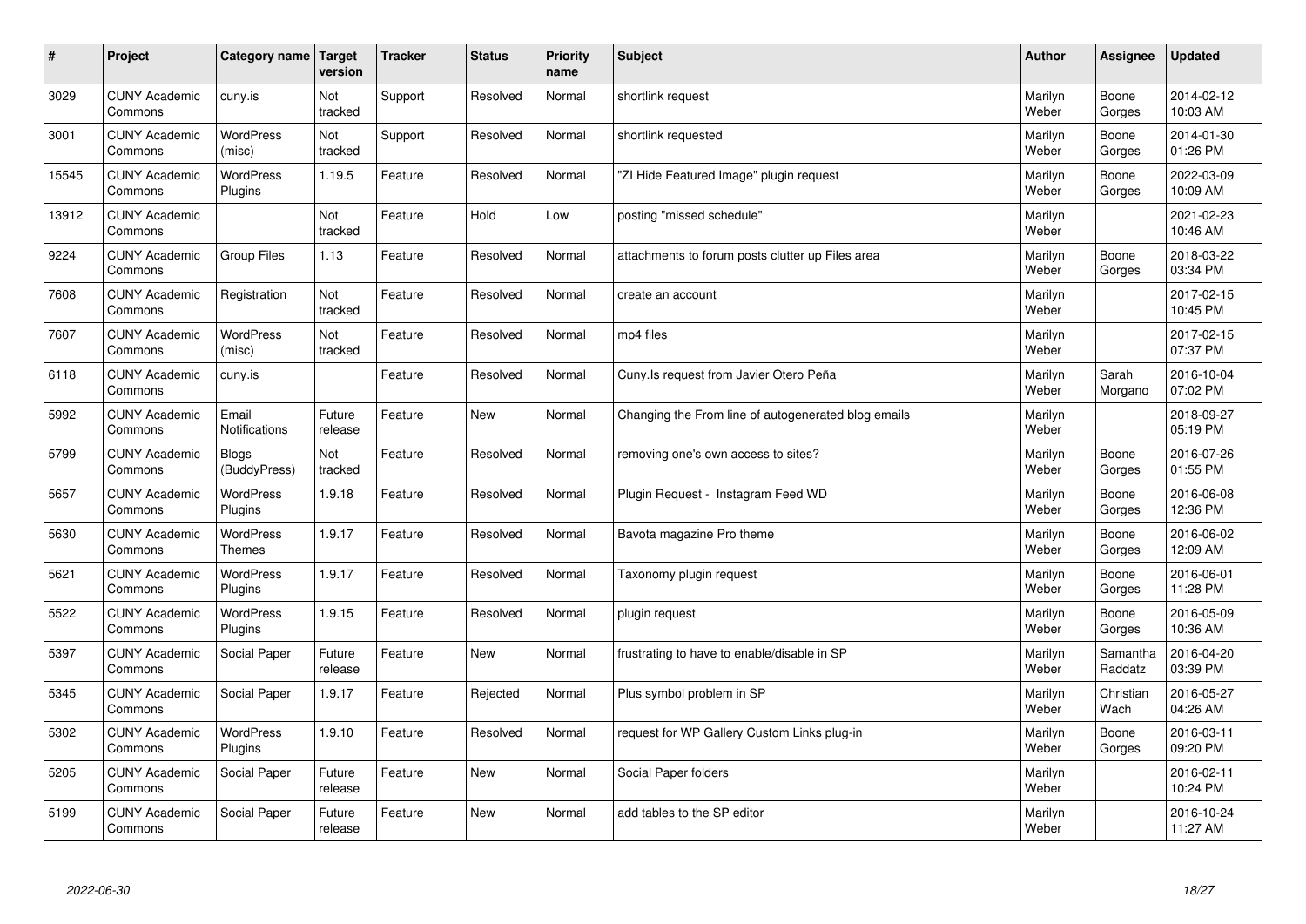| # | Project | Category name | Target version | Tracker | Status | Priority name | Subject | Author | Assignee | Updated |
|---|---|---|---|---|---|---|---|---|---|---|
| 3029 | CUNY Academic Commons | cuny.is | Not tracked | Support | Resolved | Normal | shortlink request | Marilyn Weber | Boone Gorges | 2014-02-12 10:03 AM |
| 3001 | CUNY Academic Commons | WordPress (misc) | Not tracked | Support | Resolved | Normal | shortlink requested | Marilyn Weber | Boone Gorges | 2014-01-30 01:26 PM |
| 15545 | CUNY Academic Commons | WordPress Plugins | 1.19.5 | Feature | Resolved | Normal | "ZI Hide Featured Image" plugin request | Marilyn Weber | Boone Gorges | 2022-03-09 10:09 AM |
| 13912 | CUNY Academic Commons | | Not tracked | Feature | Hold | Low | posting "missed schedule" | Marilyn Weber | | 2021-02-23 10:46 AM |
| 9224 | CUNY Academic Commons | Group Files | 1.13 | Feature | Resolved | Normal | attachments to forum posts clutter up Files area | Marilyn Weber | Boone Gorges | 2018-03-22 03:34 PM |
| 7608 | CUNY Academic Commons | Registration | Not tracked | Feature | Resolved | Normal | create an account | Marilyn Weber | | 2017-02-15 10:45 PM |
| 7607 | CUNY Academic Commons | WordPress (misc) | Not tracked | Feature | Resolved | Normal | mp4 files | Marilyn Weber | | 2017-02-15 07:37 PM |
| 6118 | CUNY Academic Commons | cuny.is | | Feature | Resolved | Normal | Cuny.Is request from Javier Otero Peña | Marilyn Weber | Sarah Morgano | 2016-10-04 07:02 PM |
| 5992 | CUNY Academic Commons | Email Notifications | Future release | Feature | New | Normal | Changing the From line of autogenerated blog emails | Marilyn Weber | | 2018-09-27 05:19 PM |
| 5799 | CUNY Academic Commons | Blogs (BuddyPress) | Not tracked | Feature | Resolved | Normal | removing one's own access to sites? | Marilyn Weber | Boone Gorges | 2016-07-26 01:55 PM |
| 5657 | CUNY Academic Commons | WordPress Plugins | 1.9.18 | Feature | Resolved | Normal | Plugin Request - Instagram Feed WD | Marilyn Weber | Boone Gorges | 2016-06-08 12:36 PM |
| 5630 | CUNY Academic Commons | WordPress Themes | 1.9.17 | Feature | Resolved | Normal | Bavota magazine Pro theme | Marilyn Weber | Boone Gorges | 2016-06-02 12:09 AM |
| 5621 | CUNY Academic Commons | WordPress Plugins | 1.9.17 | Feature | Resolved | Normal | Taxonomy plugin request | Marilyn Weber | Boone Gorges | 2016-06-01 11:28 PM |
| 5522 | CUNY Academic Commons | WordPress Plugins | 1.9.15 | Feature | Resolved | Normal | plugin request | Marilyn Weber | Boone Gorges | 2016-05-09 10:36 AM |
| 5397 | CUNY Academic Commons | Social Paper | Future release | Feature | New | Normal | frustrating to have to enable/disable in SP | Marilyn Weber | Samantha Raddatz | 2016-04-20 03:39 PM |
| 5345 | CUNY Academic Commons | Social Paper | 1.9.17 | Feature | Rejected | Normal | Plus symbol problem in SP | Marilyn Weber | Christian Wach | 2016-05-27 04:26 AM |
| 5302 | CUNY Academic Commons | WordPress Plugins | 1.9.10 | Feature | Resolved | Normal | request for WP Gallery Custom Links plug-in | Marilyn Weber | Boone Gorges | 2016-03-11 09:20 PM |
| 5205 | CUNY Academic Commons | Social Paper | Future release | Feature | New | Normal | Social Paper folders | Marilyn Weber | | 2016-02-11 10:24 PM |
| 5199 | CUNY Academic Commons | Social Paper | Future release | Feature | New | Normal | add tables to the SP editor | Marilyn Weber | | 2016-10-24 11:27 AM |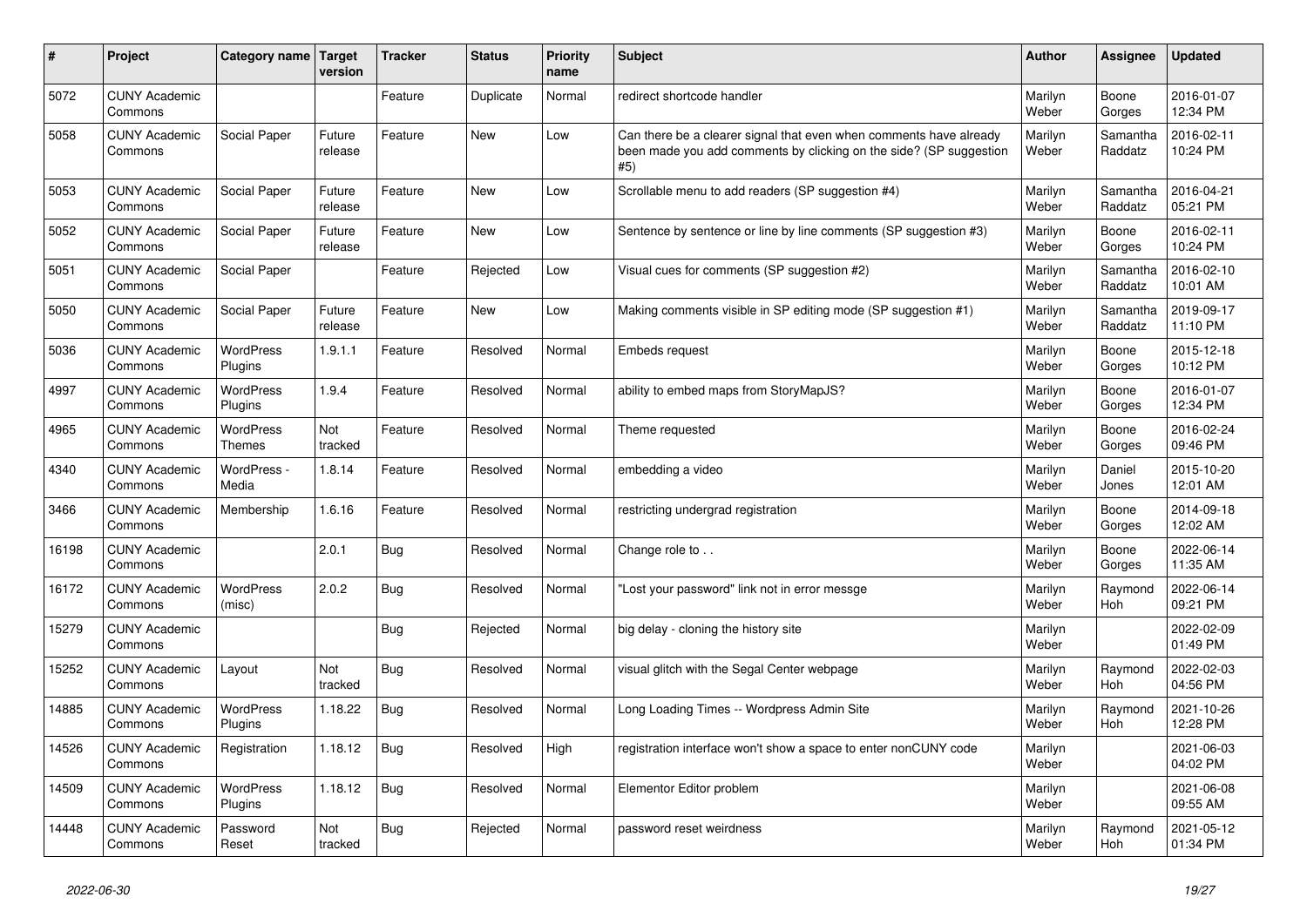| # | Project | Category name | Target version | Tracker | Status | Priority name | Subject | Author | Assignee | Updated |
|---|---|---|---|---|---|---|---|---|---|---|
| 5072 | CUNY Academic Commons | | | Feature | Duplicate | Normal | redirect shortcode handler | Marilyn Weber | Boone Gorges | 2016-01-07 12:34 PM |
| 5058 | CUNY Academic Commons | Social Paper | Future release | Feature | New | Low | Can there be a clearer signal that even when comments have already been made you add comments by clicking on the side? (SP suggestion #5) | Marilyn Weber | Samantha Raddatz | 2016-02-11 10:24 PM |
| 5053 | CUNY Academic Commons | Social Paper | Future release | Feature | New | Low | Scrollable menu to add readers (SP suggestion #4) | Marilyn Weber | Samantha Raddatz | 2016-04-21 05:21 PM |
| 5052 | CUNY Academic Commons | Social Paper | Future release | Feature | New | Low | Sentence by sentence or line by line comments (SP suggestion #3) | Marilyn Weber | Boone Gorges | 2016-02-11 10:24 PM |
| 5051 | CUNY Academic Commons | Social Paper | | Feature | Rejected | Low | Visual cues for comments (SP suggestion #2) | Marilyn Weber | Samantha Raddatz | 2016-02-10 10:01 AM |
| 5050 | CUNY Academic Commons | Social Paper | Future release | Feature | New | Low | Making comments visible in SP editing mode (SP suggestion #1) | Marilyn Weber | Samantha Raddatz | 2019-09-17 11:10 PM |
| 5036 | CUNY Academic Commons | WordPress Plugins | 1.9.1.1 | Feature | Resolved | Normal | Embeds request | Marilyn Weber | Boone Gorges | 2015-12-18 10:12 PM |
| 4997 | CUNY Academic Commons | WordPress Plugins | 1.9.4 | Feature | Resolved | Normal | ability to embed maps from StoryMapJS? | Marilyn Weber | Boone Gorges | 2016-01-07 12:34 PM |
| 4965 | CUNY Academic Commons | WordPress Themes | Not tracked | Feature | Resolved | Normal | Theme requested | Marilyn Weber | Boone Gorges | 2016-02-24 09:46 PM |
| 4340 | CUNY Academic Commons | WordPress - Media | 1.8.14 | Feature | Resolved | Normal | embedding a video | Marilyn Weber | Daniel Jones | 2015-10-20 12:01 AM |
| 3466 | CUNY Academic Commons | Membership | 1.6.16 | Feature | Resolved | Normal | restricting undergrad registration | Marilyn Weber | Boone Gorges | 2014-09-18 12:02 AM |
| 16198 | CUNY Academic Commons | | 2.0.1 | Bug | Resolved | Normal | Change role to . . | Marilyn Weber | Boone Gorges | 2022-06-14 11:35 AM |
| 16172 | CUNY Academic Commons | WordPress (misc) | 2.0.2 | Bug | Resolved | Normal | "Lost your password" link not in error messge | Marilyn Weber | Raymond Hoh | 2022-06-14 09:21 PM |
| 15279 | CUNY Academic Commons | | | Bug | Rejected | Normal | big delay - cloning the history site | Marilyn Weber | | 2022-02-09 01:49 PM |
| 15252 | CUNY Academic Commons | Layout | Not tracked | Bug | Resolved | Normal | visual glitch with the Segal Center webpage | Marilyn Weber | Raymond Hoh | 2022-02-03 04:56 PM |
| 14885 | CUNY Academic Commons | WordPress Plugins | 1.18.22 | Bug | Resolved | Normal | Long Loading Times -- Wordpress Admin Site | Marilyn Weber | Raymond Hoh | 2021-10-26 12:28 PM |
| 14526 | CUNY Academic Commons | Registration | 1.18.12 | Bug | Resolved | High | registration interface won't show a space to enter nonCUNY code | Marilyn Weber | | 2021-06-03 04:02 PM |
| 14509 | CUNY Academic Commons | WordPress Plugins | 1.18.12 | Bug | Resolved | Normal | Elementor Editor problem | Marilyn Weber | | 2021-06-08 09:55 AM |
| 14448 | CUNY Academic Commons | Password Reset | Not tracked | Bug | Rejected | Normal | password reset weirdness | Marilyn Weber | Raymond Hoh | 2021-05-12 01:34 PM |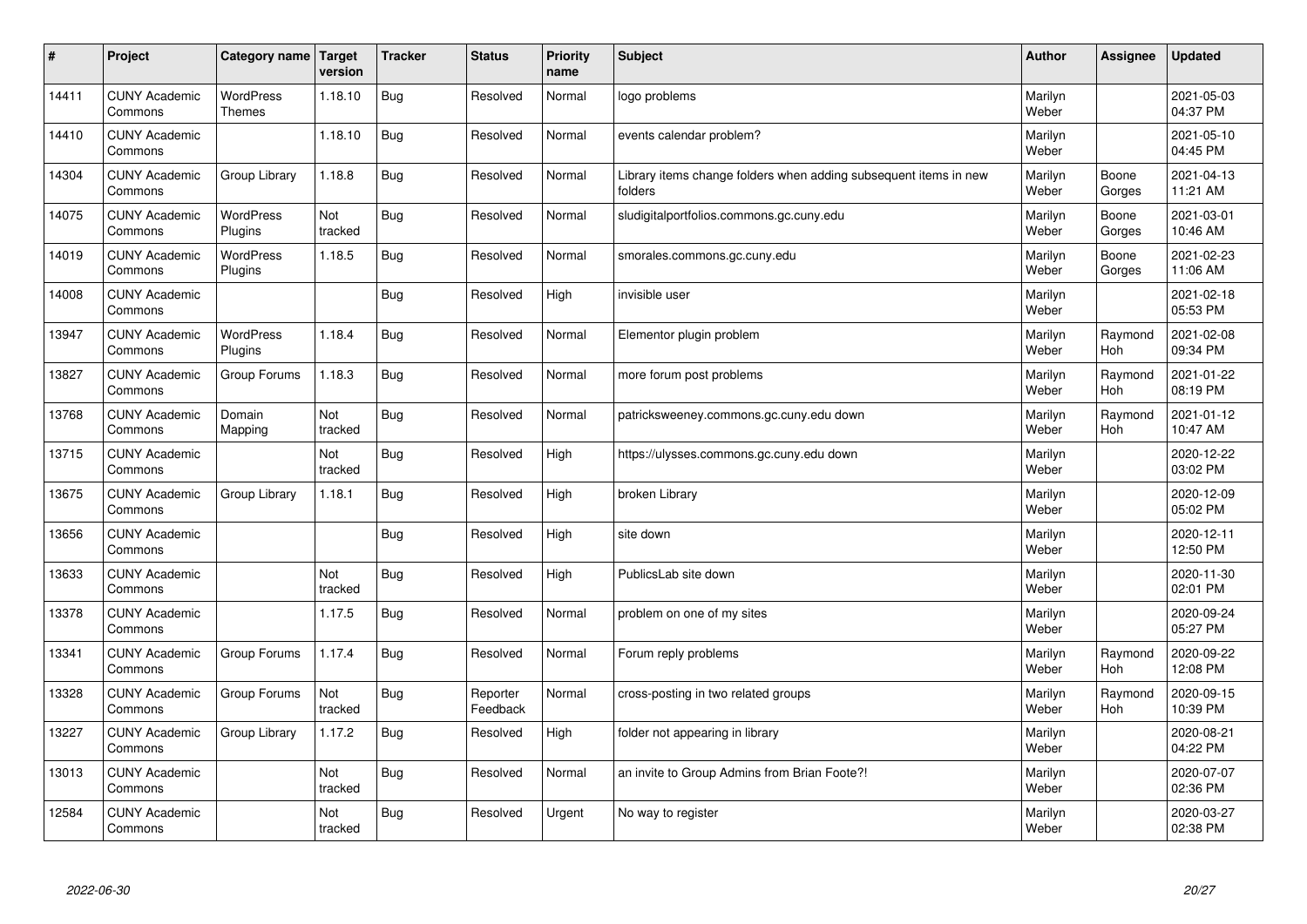| # | Project | Category name | Target version | Tracker | Status | Priority name | Subject | Author | Assignee | Updated |
|---|---|---|---|---|---|---|---|---|---|---|
| 14411 | CUNY Academic Commons | WordPress Themes | 1.18.10 | Bug | Resolved | Normal | logo problems | Marilyn Weber | | 2021-05-03 04:37 PM |
| 14410 | CUNY Academic Commons | | 1.18.10 | Bug | Resolved | Normal | events calendar problem? | Marilyn Weber | | 2021-05-10 04:45 PM |
| 14304 | CUNY Academic Commons | Group Library | 1.18.8 | Bug | Resolved | Normal | Library items change folders when adding subsequent items in new folders | Marilyn Weber | Boone Gorges | 2021-04-13 11:21 AM |
| 14075 | CUNY Academic Commons | WordPress Plugins | Not tracked | Bug | Resolved | Normal | sludigitalportfolios.commons.gc.cuny.edu | Marilyn Weber | Boone Gorges | 2021-03-01 10:46 AM |
| 14019 | CUNY Academic Commons | WordPress Plugins | 1.18.5 | Bug | Resolved | Normal | smorales.commons.gc.cuny.edu | Marilyn Weber | Boone Gorges | 2021-02-23 11:06 AM |
| 14008 | CUNY Academic Commons | | | Bug | Resolved | High | invisible user | Marilyn Weber | | 2021-02-18 05:53 PM |
| 13947 | CUNY Academic Commons | WordPress Plugins | 1.18.4 | Bug | Resolved | Normal | Elementor plugin problem | Marilyn Weber | Raymond Hoh | 2021-02-08 09:34 PM |
| 13827 | CUNY Academic Commons | Group Forums | 1.18.3 | Bug | Resolved | Normal | more forum post problems | Marilyn Weber | Raymond Hoh | 2021-01-22 08:19 PM |
| 13768 | CUNY Academic Commons | Domain Mapping | Not tracked | Bug | Resolved | Normal | patricksweeney.commons.gc.cuny.edu down | Marilyn Weber | Raymond Hoh | 2021-01-12 10:47 AM |
| 13715 | CUNY Academic Commons | | Not tracked | Bug | Resolved | High | https://ulysses.commons.gc.cuny.edu down | Marilyn Weber | | 2020-12-22 03:02 PM |
| 13675 | CUNY Academic Commons | Group Library | 1.18.1 | Bug | Resolved | High | broken Library | Marilyn Weber | | 2020-12-09 05:02 PM |
| 13656 | CUNY Academic Commons | | | Bug | Resolved | High | site down | Marilyn Weber | | 2020-12-11 12:50 PM |
| 13633 | CUNY Academic Commons | | Not tracked | Bug | Resolved | High | PublicsLab site down | Marilyn Weber | | 2020-11-30 02:01 PM |
| 13378 | CUNY Academic Commons | | 1.17.5 | Bug | Resolved | Normal | problem on one of my sites | Marilyn Weber | | 2020-09-24 05:27 PM |
| 13341 | CUNY Academic Commons | Group Forums | 1.17.4 | Bug | Resolved | Normal | Forum reply problems | Marilyn Weber | Raymond Hoh | 2020-09-22 12:08 PM |
| 13328 | CUNY Academic Commons | Group Forums | Not tracked | Bug | Reporter Feedback | Normal | cross-posting in two related groups | Marilyn Weber | Raymond Hoh | 2020-09-15 10:39 PM |
| 13227 | CUNY Academic Commons | Group Library | 1.17.2 | Bug | Resolved | High | folder not appearing in library | Marilyn Weber | | 2020-08-21 04:22 PM |
| 13013 | CUNY Academic Commons | | Not tracked | Bug | Resolved | Normal | an invite to Group Admins from Brian Foote?! | Marilyn Weber | | 2020-07-07 02:36 PM |
| 12584 | CUNY Academic Commons | | Not tracked | Bug | Resolved | Urgent | No way to register | Marilyn Weber | | 2020-03-27 02:38 PM |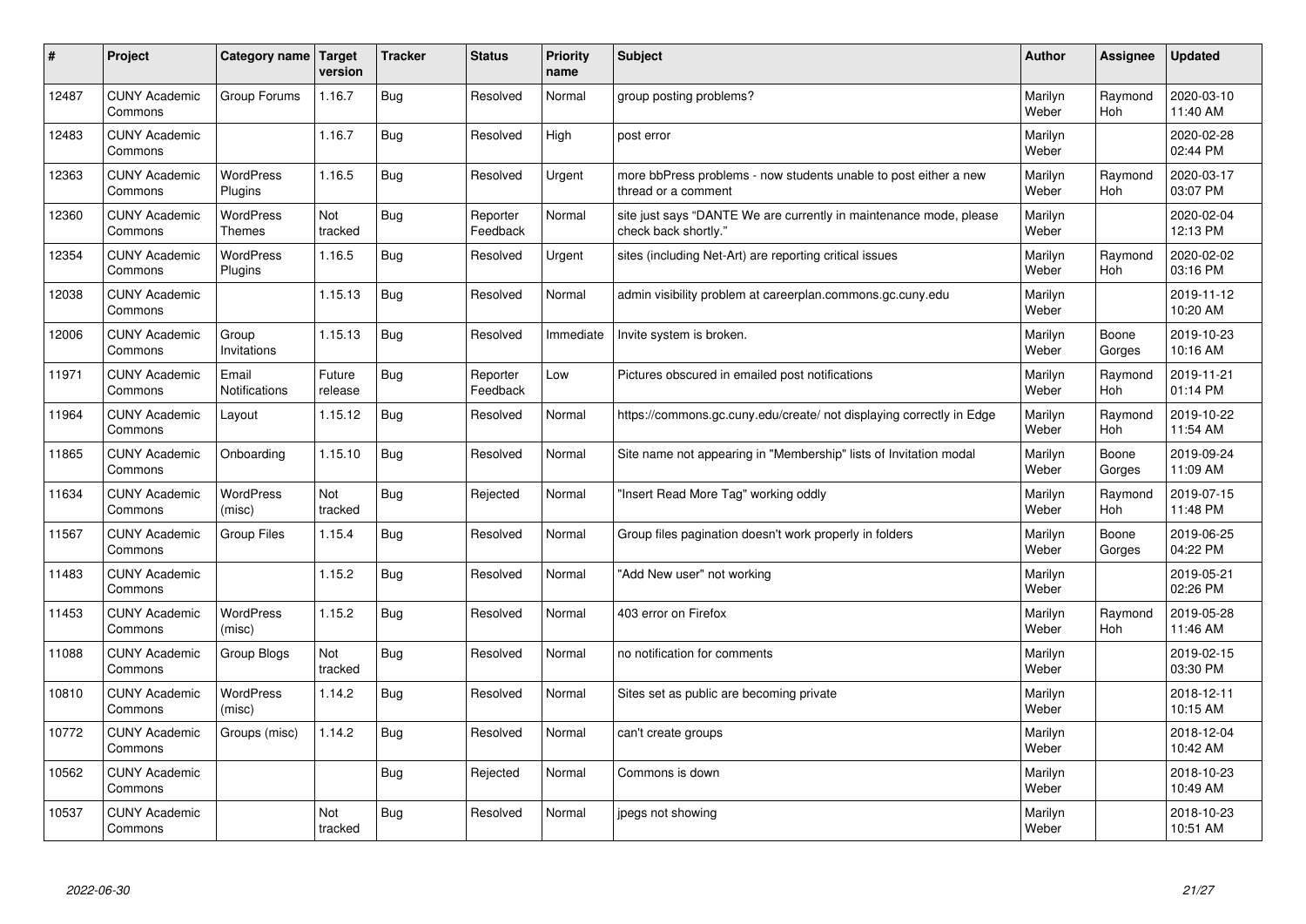| # | Project | Category name | Target version | Tracker | Status | Priority name | Subject | Author | Assignee | Updated |
|---|---|---|---|---|---|---|---|---|---|---|
| 12487 | CUNY Academic Commons | Group Forums | 1.16.7 | Bug | Resolved | Normal | group posting problems? | Marilyn Weber | Raymond Hoh | 2020-03-10 11:40 AM |
| 12483 | CUNY Academic Commons | | 1.16.7 | Bug | Resolved | High | post error | Marilyn Weber | | 2020-02-28 02:44 PM |
| 12363 | CUNY Academic Commons | WordPress Plugins | 1.16.5 | Bug | Resolved | Urgent | more bbPress problems - now students unable to post either a new thread or a comment | Marilyn Weber | Raymond Hoh | 2020-03-17 03:07 PM |
| 12360 | CUNY Academic Commons | WordPress Themes | Not tracked | Bug | Reporter Feedback | Normal | site just says "DANTE We are currently in maintenance mode, please check back shortly." | Marilyn Weber | | 2020-02-04 12:13 PM |
| 12354 | CUNY Academic Commons | WordPress Plugins | 1.16.5 | Bug | Resolved | Urgent | sites (including Net-Art) are reporting critical issues | Marilyn Weber | Raymond Hoh | 2020-02-02 03:16 PM |
| 12038 | CUNY Academic Commons | | 1.15.13 | Bug | Resolved | Normal | admin visibility problem at careerplan.commons.gc.cuny.edu | Marilyn Weber | | 2019-11-12 10:20 AM |
| 12006 | CUNY Academic Commons | Group Invitations | 1.15.13 | Bug | Resolved | Immediate | Invite system is broken. | Marilyn Weber | Boone Gorges | 2019-10-23 10:16 AM |
| 11971 | CUNY Academic Commons | Email Notifications | Future release | Bug | Reporter Feedback | Low | Pictures obscured in emailed post notifications | Marilyn Weber | Raymond Hoh | 2019-11-21 01:14 PM |
| 11964 | CUNY Academic Commons | Layout | 1.15.12 | Bug | Resolved | Normal | https://commons.gc.cuny.edu/create/ not displaying correctly in Edge | Marilyn Weber | Raymond Hoh | 2019-10-22 11:54 AM |
| 11865 | CUNY Academic Commons | Onboarding | 1.15.10 | Bug | Resolved | Normal | Site name not appearing in "Membership" lists of Invitation modal | Marilyn Weber | Boone Gorges | 2019-09-24 11:09 AM |
| 11634 | CUNY Academic Commons | WordPress (misc) | Not tracked | Bug | Rejected | Normal | "Insert Read More Tag" working oddly | Marilyn Weber | Raymond Hoh | 2019-07-15 11:48 PM |
| 11567 | CUNY Academic Commons | Group Files | 1.15.4 | Bug | Resolved | Normal | Group files pagination doesn't work properly in folders | Marilyn Weber | Boone Gorges | 2019-06-25 04:22 PM |
| 11483 | CUNY Academic Commons | | 1.15.2 | Bug | Resolved | Normal | "Add New user" not working | Marilyn Weber | | 2019-05-21 02:26 PM |
| 11453 | CUNY Academic Commons | WordPress (misc) | 1.15.2 | Bug | Resolved | Normal | 403 error on Firefox | Marilyn Weber | Raymond Hoh | 2019-05-28 11:46 AM |
| 11088 | CUNY Academic Commons | Group Blogs | Not tracked | Bug | Resolved | Normal | no notification for comments | Marilyn Weber | | 2019-02-15 03:30 PM |
| 10810 | CUNY Academic Commons | WordPress (misc) | 1.14.2 | Bug | Resolved | Normal | Sites set as public are becoming private | Marilyn Weber | | 2018-12-11 10:15 AM |
| 10772 | CUNY Academic Commons | Groups (misc) | 1.14.2 | Bug | Resolved | Normal | can't create groups | Marilyn Weber | | 2018-12-04 10:42 AM |
| 10562 | CUNY Academic Commons | | | Bug | Rejected | Normal | Commons is down | Marilyn Weber | | 2018-10-23 10:49 AM |
| 10537 | CUNY Academic Commons | | Not tracked | Bug | Resolved | Normal | jpegs not showing | Marilyn Weber | | 2018-10-23 10:51 AM |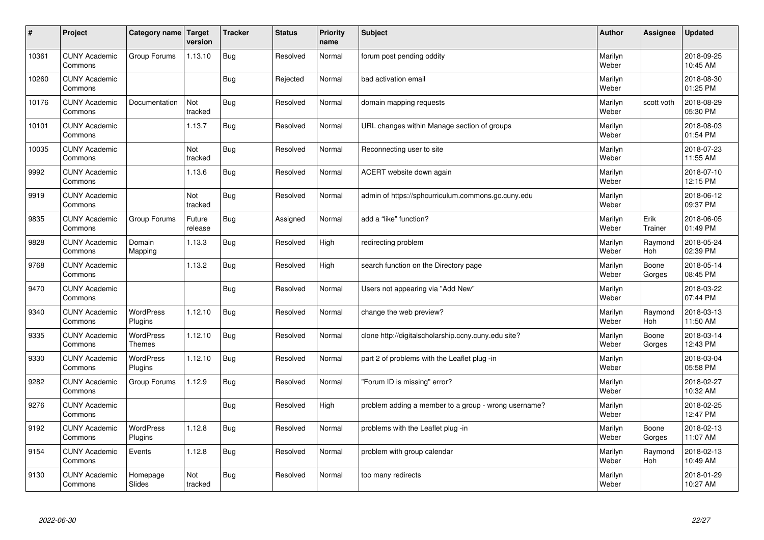| # | Project | Category name | Target version | Tracker | Status | Priority name | Subject | Author | Assignee | Updated |
|---|---|---|---|---|---|---|---|---|---|---|
| 10361 | CUNY Academic Commons | Group Forums | 1.13.10 | Bug | Resolved | Normal | forum post pending oddity | Marilyn Weber | | 2018-09-25 10:45 AM |
| 10260 | CUNY Academic Commons | | | Bug | Rejected | Normal | bad activation email | Marilyn Weber | | 2018-08-30 01:25 PM |
| 10176 | CUNY Academic Commons | Documentation | Not tracked | Bug | Resolved | Normal | domain mapping requests | Marilyn Weber | scott voth | 2018-08-29 05:30 PM |
| 10101 | CUNY Academic Commons | | 1.13.7 | Bug | Resolved | Normal | URL changes within Manage section of groups | Marilyn Weber | | 2018-08-03 01:54 PM |
| 10035 | CUNY Academic Commons | | Not tracked | Bug | Resolved | Normal | Reconnecting user to site | Marilyn Weber | | 2018-07-23 11:55 AM |
| 9992 | CUNY Academic Commons | | 1.13.6 | Bug | Resolved | Normal | ACERT website down again | Marilyn Weber | | 2018-07-10 12:15 PM |
| 9919 | CUNY Academic Commons | | Not tracked | Bug | Resolved | Normal | admin of https://sphcurriculum.commons.gc.cuny.edu | Marilyn Weber | | 2018-06-12 09:37 PM |
| 9835 | CUNY Academic Commons | Group Forums | Future release | Bug | Assigned | Normal | add a "like" function? | Marilyn Weber | Erik Trainer | 2018-06-05 01:49 PM |
| 9828 | CUNY Academic Commons | Domain Mapping | 1.13.3 | Bug | Resolved | High | redirecting problem | Marilyn Weber | Raymond Hoh | 2018-05-24 02:39 PM |
| 9768 | CUNY Academic Commons | | 1.13.2 | Bug | Resolved | High | search function on the Directory page | Marilyn Weber | Boone Gorges | 2018-05-14 08:45 PM |
| 9470 | CUNY Academic Commons | | | Bug | Resolved | Normal | Users not appearing via "Add New" | Marilyn Weber | | 2018-03-22 07:44 PM |
| 9340 | CUNY Academic Commons | WordPress Plugins | 1.12.10 | Bug | Resolved | Normal | change the web preview? | Marilyn Weber | Raymond Hoh | 2018-03-13 11:50 AM |
| 9335 | CUNY Academic Commons | WordPress Themes | 1.12.10 | Bug | Resolved | Normal | clone http://digitalscholarship.ccny.cuny.edu site? | Marilyn Weber | Boone Gorges | 2018-03-14 12:43 PM |
| 9330 | CUNY Academic Commons | WordPress Plugins | 1.12.10 | Bug | Resolved | Normal | part 2 of problems with the Leaflet plug -in | Marilyn Weber | | 2018-03-04 05:58 PM |
| 9282 | CUNY Academic Commons | Group Forums | 1.12.9 | Bug | Resolved | Normal | "Forum ID is missing" error? | Marilyn Weber | | 2018-02-27 10:32 AM |
| 9276 | CUNY Academic Commons | | | Bug | Resolved | High | problem adding a member to a group - wrong username? | Marilyn Weber | | 2018-02-25 12:47 PM |
| 9192 | CUNY Academic Commons | WordPress Plugins | 1.12.8 | Bug | Resolved | Normal | problems with the Leaflet plug -in | Marilyn Weber | Boone Gorges | 2018-02-13 11:07 AM |
| 9154 | CUNY Academic Commons | Events | 1.12.8 | Bug | Resolved | Normal | problem with group calendar | Marilyn Weber | Raymond Hoh | 2018-02-13 10:49 AM |
| 9130 | CUNY Academic Commons | Homepage Slides | Not tracked | Bug | Resolved | Normal | too many redirects | Marilyn Weber | | 2018-01-29 10:27 AM |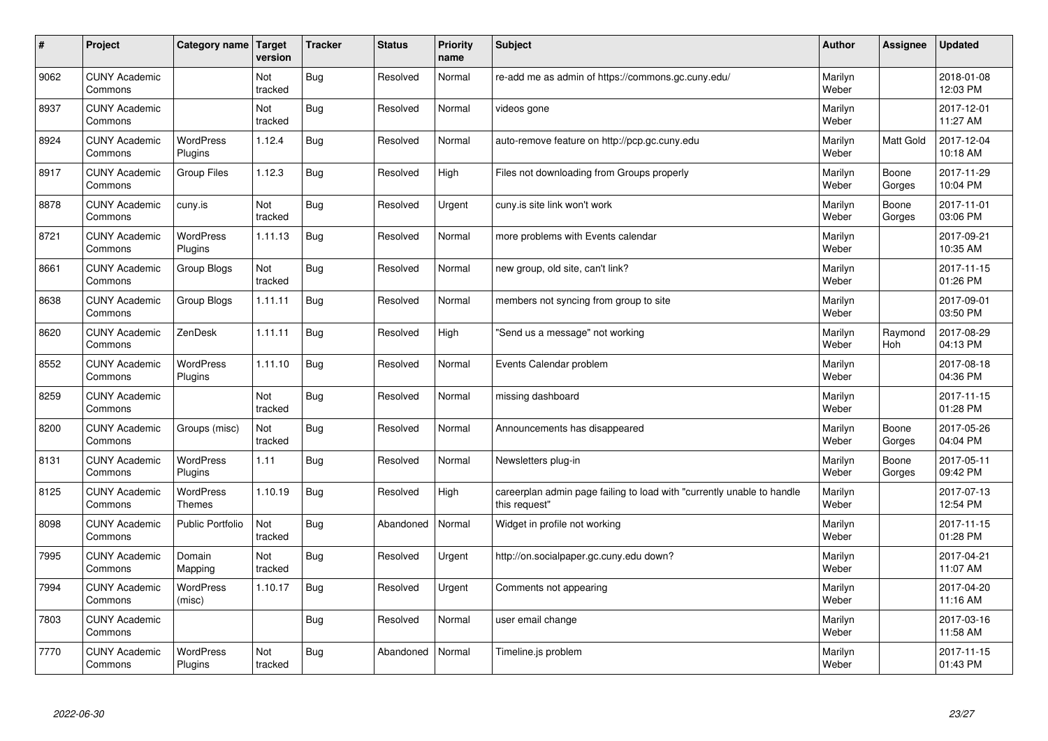| # | Project | Category name | Target version | Tracker | Status | Priority name | Subject | Author | Assignee | Updated |
|---|---|---|---|---|---|---|---|---|---|---|
| 9062 | CUNY Academic Commons | | Not tracked | Bug | Resolved | Normal | re-add me as admin of https://commons.gc.cuny.edu/ | Marilyn Weber | | 2018-01-08 12:03 PM |
| 8937 | CUNY Academic Commons | | Not tracked | Bug | Resolved | Normal | videos gone | Marilyn Weber | | 2017-12-01 11:27 AM |
| 8924 | CUNY Academic Commons | WordPress Plugins | 1.12.4 | Bug | Resolved | Normal | auto-remove feature on http://pcp.gc.cuny.edu | Marilyn Weber | Matt Gold | 2017-12-04 10:18 AM |
| 8917 | CUNY Academic Commons | Group Files | 1.12.3 | Bug | Resolved | High | Files not downloading from Groups properly | Marilyn Weber | Boone Gorges | 2017-11-29 10:04 PM |
| 8878 | CUNY Academic Commons | cuny.is | Not tracked | Bug | Resolved | Urgent | cuny.is site link won't work | Marilyn Weber | Boone Gorges | 2017-11-01 03:06 PM |
| 8721 | CUNY Academic Commons | WordPress Plugins | 1.11.13 | Bug | Resolved | Normal | more problems with Events calendar | Marilyn Weber | | 2017-09-21 10:35 AM |
| 8661 | CUNY Academic Commons | Group Blogs | Not tracked | Bug | Resolved | Normal | new group, old site, can't link? | Marilyn Weber | | 2017-11-15 01:26 PM |
| 8638 | CUNY Academic Commons | Group Blogs | 1.11.11 | Bug | Resolved | Normal | members not syncing from group to site | Marilyn Weber | | 2017-09-01 03:50 PM |
| 8620 | CUNY Academic Commons | ZenDesk | 1.11.11 | Bug | Resolved | High | "Send us a message" not working | Marilyn Weber | Raymond Hoh | 2017-08-29 04:13 PM |
| 8552 | CUNY Academic Commons | WordPress Plugins | 1.11.10 | Bug | Resolved | Normal | Events Calendar problem | Marilyn Weber | | 2017-08-18 04:36 PM |
| 8259 | CUNY Academic Commons | | Not tracked | Bug | Resolved | Normal | missing dashboard | Marilyn Weber | | 2017-11-15 01:28 PM |
| 8200 | CUNY Academic Commons | Groups (misc) | Not tracked | Bug | Resolved | Normal | Announcements has disappeared | Marilyn Weber | Boone Gorges | 2017-05-26 04:04 PM |
| 8131 | CUNY Academic Commons | WordPress Plugins | 1.11 | Bug | Resolved | Normal | Newsletters plug-in | Marilyn Weber | Boone Gorges | 2017-05-11 09:42 PM |
| 8125 | CUNY Academic Commons | WordPress Themes | 1.10.19 | Bug | Resolved | High | careerplan admin page failing to load with "currently unable to handle this request" | Marilyn Weber | | 2017-07-13 12:54 PM |
| 8098 | CUNY Academic Commons | Public Portfolio | Not tracked | Bug | Abandoned | Normal | Widget in profile not working | Marilyn Weber | | 2017-11-15 01:28 PM |
| 7995 | CUNY Academic Commons | Domain Mapping | Not tracked | Bug | Resolved | Urgent | http://on.socialpaper.gc.cuny.edu down? | Marilyn Weber | | 2017-04-21 11:07 AM |
| 7994 | CUNY Academic Commons | WordPress (misc) | 1.10.17 | Bug | Resolved | Urgent | Comments not appearing | Marilyn Weber | | 2017-04-20 11:16 AM |
| 7803 | CUNY Academic Commons | | | Bug | Resolved | Normal | user email change | Marilyn Weber | | 2017-03-16 11:58 AM |
| 7770 | CUNY Academic Commons | WordPress Plugins | Not tracked | Bug | Abandoned | Normal | Timeline.js problem | Marilyn Weber | | 2017-11-15 01:43 PM |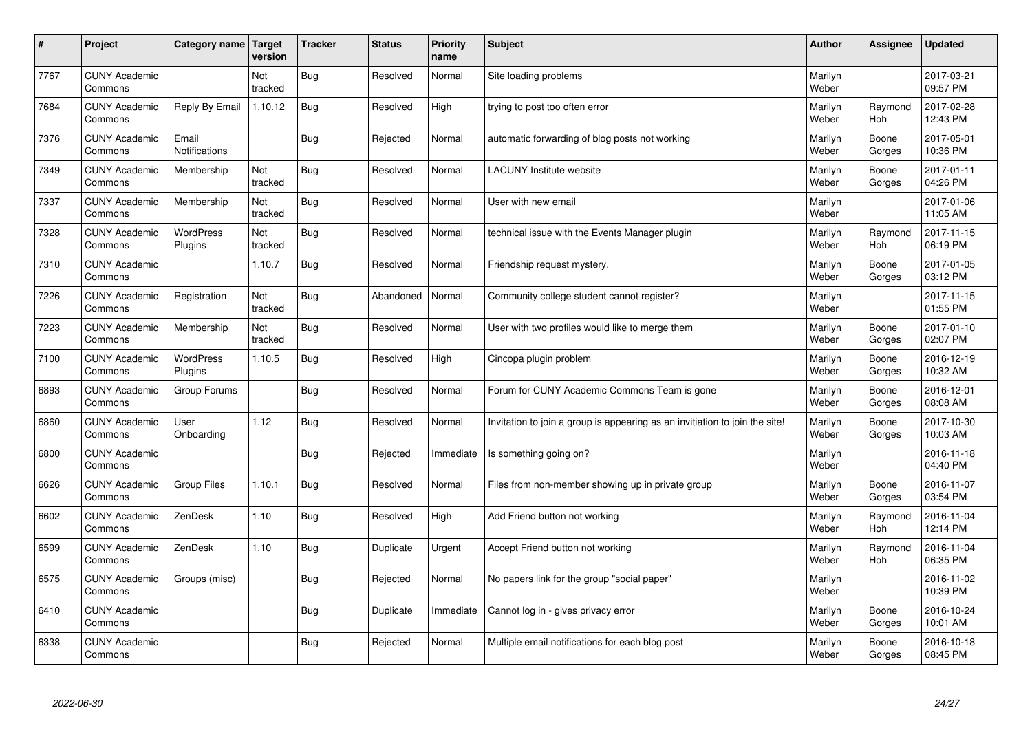| # | Project | Category name | Target version | Tracker | Status | Priority name | Subject | Author | Assignee | Updated |
|---|---|---|---|---|---|---|---|---|---|---|
| 7767 | CUNY Academic Commons | | Not tracked | Bug | Resolved | Normal | Site loading problems | Marilyn Weber | | 2017-03-21 09:57 PM |
| 7684 | CUNY Academic Commons | Reply By Email | 1.10.12 | Bug | Resolved | High | trying to post too often error | Marilyn Weber | Raymond Hoh | 2017-02-28 12:43 PM |
| 7376 | CUNY Academic Commons | Email Notifications | | Bug | Rejected | Normal | automatic forwarding of blog posts not working | Marilyn Weber | Boone Gorges | 2017-05-01 10:36 PM |
| 7349 | CUNY Academic Commons | Membership | Not tracked | Bug | Resolved | Normal | LACUNY Institute website | Marilyn Weber | Boone Gorges | 2017-01-11 04:26 PM |
| 7337 | CUNY Academic Commons | Membership | Not tracked | Bug | Resolved | Normal | User with new email | Marilyn Weber | | 2017-01-06 11:05 AM |
| 7328 | CUNY Academic Commons | WordPress Plugins | Not tracked | Bug | Resolved | Normal | technical issue with the Events Manager plugin | Marilyn Weber | Raymond Hoh | 2017-11-15 06:19 PM |
| 7310 | CUNY Academic Commons | | 1.10.7 | Bug | Resolved | Normal | Friendship request mystery. | Marilyn Weber | Boone Gorges | 2017-01-05 03:12 PM |
| 7226 | CUNY Academic Commons | Registration | Not tracked | Bug | Abandoned | Normal | Community college student cannot register? | Marilyn Weber | | 2017-11-15 01:55 PM |
| 7223 | CUNY Academic Commons | Membership | Not tracked | Bug | Resolved | Normal | User with two profiles would like to merge them | Marilyn Weber | Boone Gorges | 2017-01-10 02:07 PM |
| 7100 | CUNY Academic Commons | WordPress Plugins | 1.10.5 | Bug | Resolved | High | Cincopa plugin problem | Marilyn Weber | Boone Gorges | 2016-12-19 10:32 AM |
| 6893 | CUNY Academic Commons | Group Forums | | Bug | Resolved | Normal | Forum for CUNY Academic Commons Team is gone | Marilyn Weber | Boone Gorges | 2016-12-01 08:08 AM |
| 6860 | CUNY Academic Commons | User Onboarding | 1.12 | Bug | Resolved | Normal | Invitation to join a group is appearing as an invitiation to join the site! | Marilyn Weber | Boone Gorges | 2017-10-30 10:03 AM |
| 6800 | CUNY Academic Commons | | | Bug | Rejected | Immediate | Is something going on? | Marilyn Weber | | 2016-11-18 04:40 PM |
| 6626 | CUNY Academic Commons | Group Files | 1.10.1 | Bug | Resolved | Normal | Files from non-member showing up in private group | Marilyn Weber | Boone Gorges | 2016-11-07 03:54 PM |
| 6602 | CUNY Academic Commons | ZenDesk | 1.10 | Bug | Resolved | High | Add Friend button not working | Marilyn Weber | Raymond Hoh | 2016-11-04 12:14 PM |
| 6599 | CUNY Academic Commons | ZenDesk | 1.10 | Bug | Duplicate | Urgent | Accept Friend button not working | Marilyn Weber | Raymond Hoh | 2016-11-04 06:35 PM |
| 6575 | CUNY Academic Commons | Groups (misc) | | Bug | Rejected | Normal | No papers link for the group "social paper" | Marilyn Weber | | 2016-11-02 10:39 PM |
| 6410 | CUNY Academic Commons | | | Bug | Duplicate | Immediate | Cannot log in - gives privacy error | Marilyn Weber | Boone Gorges | 2016-10-24 10:01 AM |
| 6338 | CUNY Academic Commons | | | Bug | Rejected | Normal | Multiple email notifications for each blog post | Marilyn Weber | Boone Gorges | 2016-10-18 08:45 PM |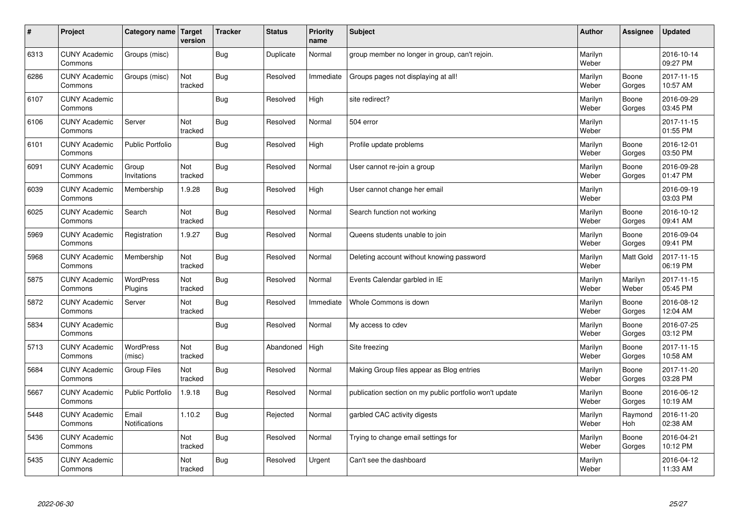| # | Project | Category name | Target version | Tracker | Status | Priority name | Subject | Author | Assignee | Updated |
|---|---|---|---|---|---|---|---|---|---|---|
| 6313 | CUNY Academic Commons | Groups (misc) | | Bug | Duplicate | Normal | group member no longer in group, can't rejoin. | Marilyn Weber | | 2016-10-14 09:27 PM |
| 6286 | CUNY Academic Commons | Groups (misc) | Not tracked | Bug | Resolved | Immediate | Groups pages not displaying at all! | Marilyn Weber | Boone Gorges | 2017-11-15 10:57 AM |
| 6107 | CUNY Academic Commons | | | Bug | Resolved | High | site redirect? | Marilyn Weber | Boone Gorges | 2016-09-29 03:45 PM |
| 6106 | CUNY Academic Commons | Server | Not tracked | Bug | Resolved | Normal | 504 error | Marilyn Weber | | 2017-11-15 01:55 PM |
| 6101 | CUNY Academic Commons | Public Portfolio | | Bug | Resolved | High | Profile update problems | Marilyn Weber | Boone Gorges | 2016-12-01 03:50 PM |
| 6091 | CUNY Academic Commons | Group Invitations | Not tracked | Bug | Resolved | Normal | User cannot re-join a group | Marilyn Weber | Boone Gorges | 2016-09-28 01:47 PM |
| 6039 | CUNY Academic Commons | Membership | 1.9.28 | Bug | Resolved | High | User cannot change her email | Marilyn Weber | | 2016-09-19 03:03 PM |
| 6025 | CUNY Academic Commons | Search | Not tracked | Bug | Resolved | Normal | Search function not working | Marilyn Weber | Boone Gorges | 2016-10-12 09:41 AM |
| 5969 | CUNY Academic Commons | Registration | 1.9.27 | Bug | Resolved | Normal | Queens students unable to join | Marilyn Weber | Boone Gorges | 2016-09-04 09:41 PM |
| 5968 | CUNY Academic Commons | Membership | Not tracked | Bug | Resolved | Normal | Deleting account without knowing password | Marilyn Weber | Matt Gold | 2017-11-15 06:19 PM |
| 5875 | CUNY Academic Commons | WordPress Plugins | Not tracked | Bug | Resolved | Normal | Events Calendar garbled in IE | Marilyn Weber | Marilyn Weber | 2017-11-15 05:45 PM |
| 5872 | CUNY Academic Commons | Server | Not tracked | Bug | Resolved | Immediate | Whole Commons is down | Marilyn Weber | Boone Gorges | 2016-08-12 12:04 AM |
| 5834 | CUNY Academic Commons | | | Bug | Resolved | Normal | My access to cdev | Marilyn Weber | Boone Gorges | 2016-07-25 03:12 PM |
| 5713 | CUNY Academic Commons | WordPress (misc) | Not tracked | Bug | Abandoned | High | Site freezing | Marilyn Weber | Boone Gorges | 2017-11-15 10:58 AM |
| 5684 | CUNY Academic Commons | Group Files | Not tracked | Bug | Resolved | Normal | Making Group files appear as Blog entries | Marilyn Weber | Boone Gorges | 2017-11-20 03:28 PM |
| 5667 | CUNY Academic Commons | Public Portfolio | 1.9.18 | Bug | Resolved | Normal | publication section on my public portfolio won't update | Marilyn Weber | Boone Gorges | 2016-06-12 10:19 AM |
| 5448 | CUNY Academic Commons | Email Notifications | 1.10.2 | Bug | Rejected | Normal | garbled CAC activity digests | Marilyn Weber | Raymond Hoh | 2016-11-20 02:38 AM |
| 5436 | CUNY Academic Commons | | Not tracked | Bug | Resolved | Normal | Trying to change email settings for | Marilyn Weber | Boone Gorges | 2016-04-21 10:12 PM |
| 5435 | CUNY Academic Commons | | Not tracked | Bug | Resolved | Urgent | Can't see the dashboard | Marilyn Weber | | 2016-04-12 11:33 AM |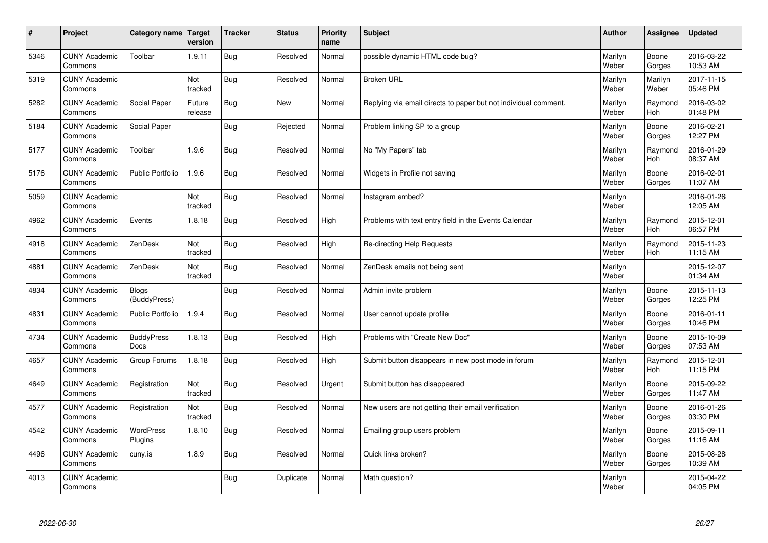| # | Project | Category name | Target version | Tracker | Status | Priority name | Subject | Author | Assignee | Updated |
|---|---|---|---|---|---|---|---|---|---|---|
| 5346 | CUNY Academic Commons | Toolbar | 1.9.11 | Bug | Resolved | Normal | possible dynamic HTML code bug? | Marilyn Weber | Boone Gorges | 2016-03-22 10:53 AM |
| 5319 | CUNY Academic Commons | | Not tracked | Bug | Resolved | Normal | Broken URL | Marilyn Weber | Marilyn Weber | 2017-11-15 05:46 PM |
| 5282 | CUNY Academic Commons | Social Paper | Future release | Bug | New | Normal | Replying via email directs to paper but not individual comment. | Marilyn Weber | Raymond Hoh | 2016-03-02 01:48 PM |
| 5184 | CUNY Academic Commons | Social Paper | | Bug | Rejected | Normal | Problem linking SP to a group | Marilyn Weber | Boone Gorges | 2016-02-21 12:27 PM |
| 5177 | CUNY Academic Commons | Toolbar | 1.9.6 | Bug | Resolved | Normal | No "My Papers" tab | Marilyn Weber | Raymond Hoh | 2016-01-29 08:37 AM |
| 5176 | CUNY Academic Commons | Public Portfolio | 1.9.6 | Bug | Resolved | Normal | Widgets in Profile not saving | Marilyn Weber | Boone Gorges | 2016-02-01 11:07 AM |
| 5059 | CUNY Academic Commons | | Not tracked | Bug | Resolved | Normal | Instagram embed? | Marilyn Weber | | 2016-01-26 12:05 AM |
| 4962 | CUNY Academic Commons | Events | 1.8.18 | Bug | Resolved | High | Problems with text entry field in the Events Calendar | Marilyn Weber | Raymond Hoh | 2015-12-01 06:57 PM |
| 4918 | CUNY Academic Commons | ZenDesk | Not tracked | Bug | Resolved | High | Re-directing Help Requests | Marilyn Weber | Raymond Hoh | 2015-11-23 11:15 AM |
| 4881 | CUNY Academic Commons | ZenDesk | Not tracked | Bug | Resolved | Normal | ZenDesk emails not being sent | Marilyn Weber | | 2015-12-07 01:34 AM |
| 4834 | CUNY Academic Commons | Blogs (BuddyPress) | | Bug | Resolved | Normal | Admin invite problem | Marilyn Weber | Boone Gorges | 2015-11-13 12:25 PM |
| 4831 | CUNY Academic Commons | Public Portfolio | 1.9.4 | Bug | Resolved | Normal | User cannot update profile | Marilyn Weber | Boone Gorges | 2016-01-11 10:46 PM |
| 4734 | CUNY Academic Commons | BuddyPress Docs | 1.8.13 | Bug | Resolved | High | Problems with "Create New Doc" | Marilyn Weber | Boone Gorges | 2015-10-09 07:53 AM |
| 4657 | CUNY Academic Commons | Group Forums | 1.8.18 | Bug | Resolved | High | Submit button disappears in new post mode in forum | Marilyn Weber | Raymond Hoh | 2015-12-01 11:15 PM |
| 4649 | CUNY Academic Commons | Registration | Not tracked | Bug | Resolved | Urgent | Submit button has disappeared | Marilyn Weber | Boone Gorges | 2015-09-22 11:47 AM |
| 4577 | CUNY Academic Commons | Registration | Not tracked | Bug | Resolved | Normal | New users are not getting their email verification | Marilyn Weber | Boone Gorges | 2016-01-26 03:30 PM |
| 4542 | CUNY Academic Commons | WordPress Plugins | 1.8.10 | Bug | Resolved | Normal | Emailing group users problem | Marilyn Weber | Boone Gorges | 2015-09-11 11:16 AM |
| 4496 | CUNY Academic Commons | cuny.is | 1.8.9 | Bug | Resolved | Normal | Quick links broken? | Marilyn Weber | Boone Gorges | 2015-08-28 10:39 AM |
| 4013 | CUNY Academic Commons | | | Bug | Duplicate | Normal | Math question? | Marilyn Weber | | 2015-04-22 04:05 PM |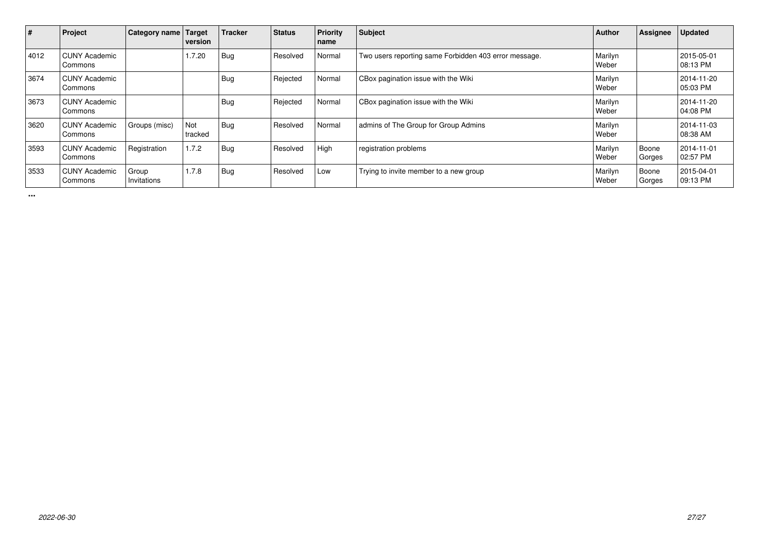| # | Project | Category name | Target version | Tracker | Status | Priority name | Subject | Author | Assignee | Updated |
|---|---|---|---|---|---|---|---|---|---|---|
| 4012 | CUNY Academic Commons | | 1.7.20 | Bug | Resolved | Normal | Two users reporting same Forbidden 403 error message. | Marilyn Weber | | 2015-05-01 08:13 PM |
| 3674 | CUNY Academic Commons | | | Bug | Rejected | Normal | CBox pagination issue with the Wiki | Marilyn Weber | | 2014-11-20 05:03 PM |
| 3673 | CUNY Academic Commons | | | Bug | Rejected | Normal | CBox pagination issue with the Wiki | Marilyn Weber | | 2014-11-20 04:08 PM |
| 3620 | CUNY Academic Commons | Groups (misc) | Not tracked | Bug | Resolved | Normal | admins of The Group for Group Admins | Marilyn Weber | | 2014-11-03 08:38 AM |
| 3593 | CUNY Academic Commons | Registration | 1.7.2 | Bug | Resolved | High | registration problems | Marilyn Weber | Boone Gorges | 2014-11-01 02:57 PM |
| 3533 | CUNY Academic Commons | Group Invitations | 1.7.8 | Bug | Resolved | Low | Trying to invite member to a new group | Marilyn Weber | Boone Gorges | 2015-04-01 09:13 PM |

...